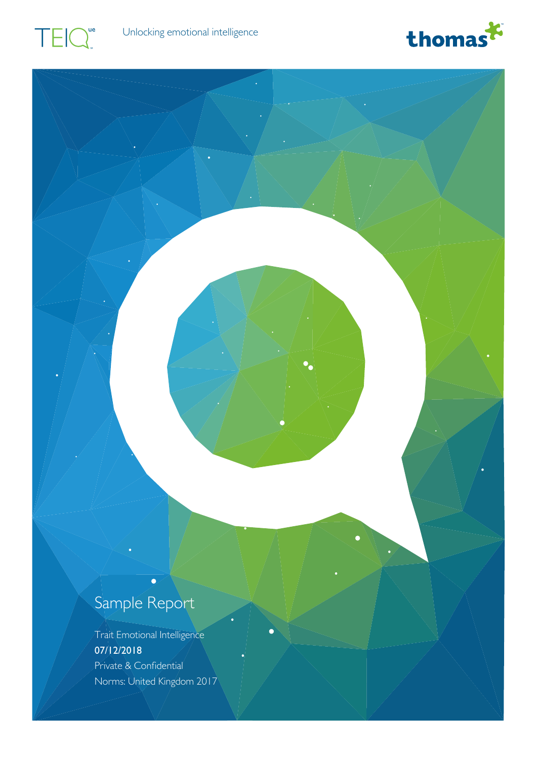TEIQue

Unlocking emotional intelligence

thomas

# Sample Report

Trait Emotional Intelligence

**07/12/2018**

Private & Confidential

Norms: United Kingdom 2017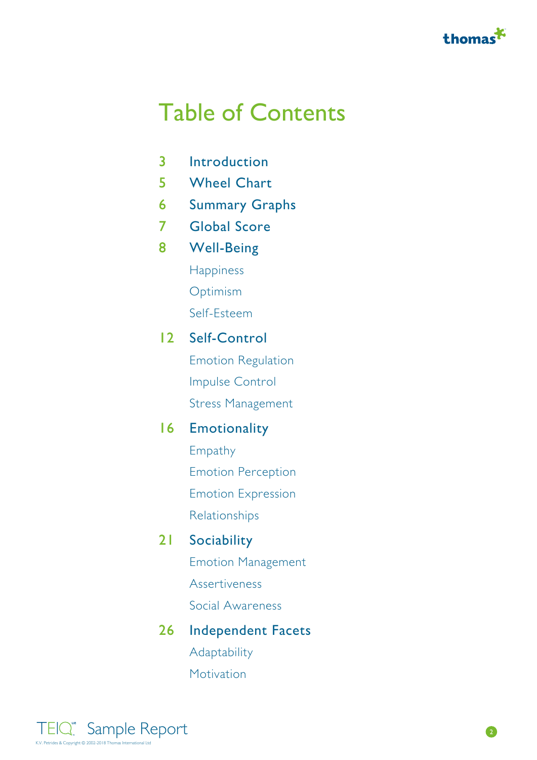# Table of Contents

| | |
|---|---|
| 3 | Introduction |
| 5 | Wheel Chart |
| 6 | Summary Graphs |
| 7 | Global Score |
| 8 | Well-Being |
| | Happiness |
| | Optimism |
| | Self-Esteem |
| 12 | Self-Control |
| | Emotion Regulation |
| | Impulse Control |
| | Stress Management |
| 16 | Emotionality |
| | Empathy |
| | Emotion Perception |
| | Emotion Expression |
| | Relationships |
| 21 | Sociability |
| | Emotion Management |
| | Assertiveness |
| | Social Awareness |
| 26 | Independent Facets |
| | Adaptability |
| | Motivation |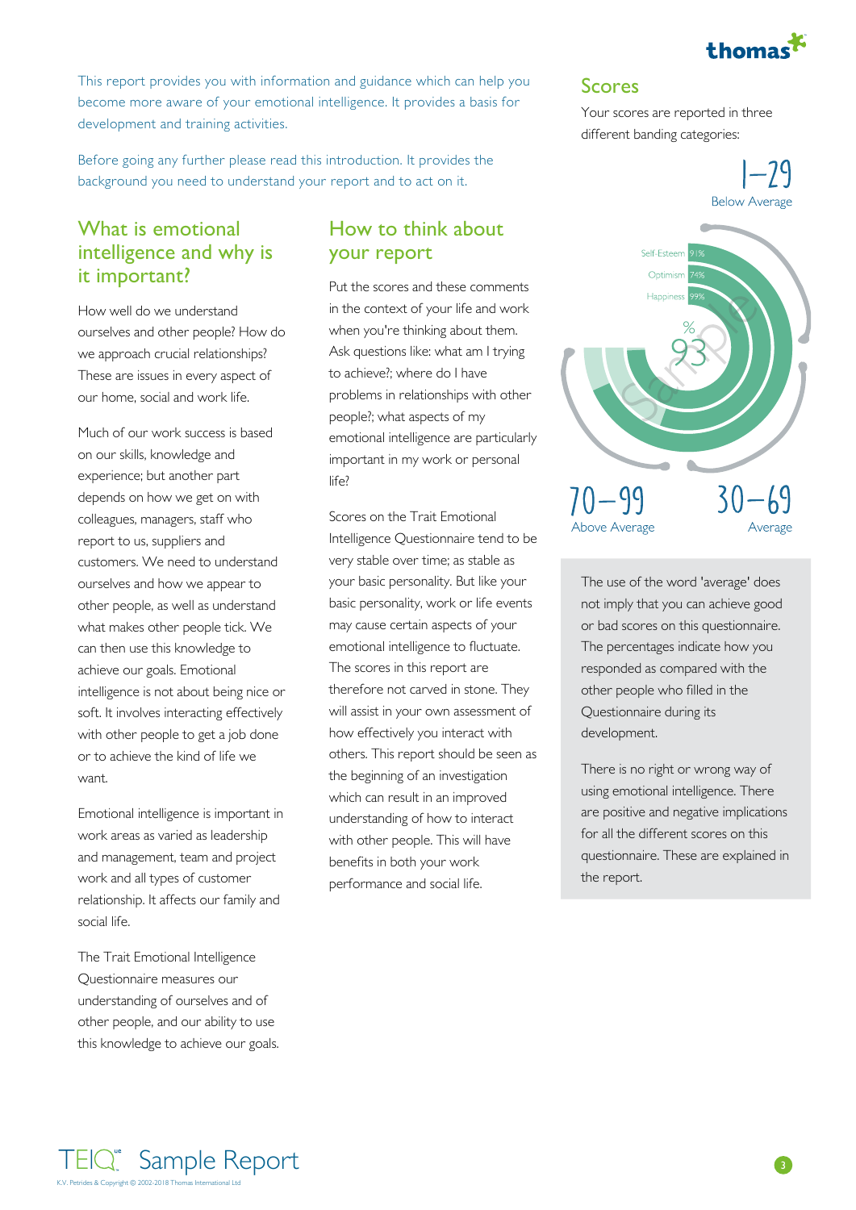This report provides you with information and guidance which can help you become more aware of your emotional intelligence. It provides a basis for development and training activities.

Before going any further please read this introduction. It provides the background you need to understand your report and to act on it.

## What is emotional intelligence and why is it important?

How well do we understand ourselves and other people? How do we approach crucial relationships? These are issues in every aspect of our home, social and work life.

Much of our work success is based on our skills, knowledge and experience; but another part depends on how we get on with colleagues, managers, staff who report to us, suppliers and customers. We need to understand ourselves and how we appear to other people, as well as understand what makes other people tick. We can then use this knowledge to achieve our goals. Emotional intelligence is not about being nice or soft. It involves interacting effectively with other people to get a job done or to achieve the kind of life we want.

Emotional intelligence is important in work areas as varied as leadership and management, team and project work and all types of customer relationship. It affects our family and social life.

The Trait Emotional Intelligence Questionnaire measures our understanding of ourselves and of other people, and our ability to use this knowledge to achieve our goals.

## How to think about your report

Put the scores and these comments in the context of your life and work when you're thinking about them. Ask questions like: what am I trying to achieve?; where do I have problems in relationships with other people?; what aspects of my emotional intelligence are particularly important in my work or personal life?

Scores on the Trait Emotional Intelligence Questionnaire tend to be very stable over time; as stable as your basic personality. But like your basic personality, work or life events may cause certain aspects of your emotional intelligence to fluctuate. The scores in this report are therefore not carved in stone. They will assist in your own assessment of how effectively you interact with others. This report should be seen as the beginning of an investigation which can result in an improved understanding of how to interact with other people. This will have benefits in both your work performance and social life.

## Scores

Your scores are reported in three different banding categories:

1–29 Below Average

Self-Esteem 91%
Optimism 74%
Happiness 99%

% 93

70–99 Above Average

30–69 Average

The use of the word 'average' does not imply that you can achieve good or bad scores on this questionnaire. The percentages indicate how you responded as compared with the other people who filled in the Questionnaire during its development.

There is no right or wrong way of using emotional intelligence. There are positive and negative implications for all the different scores on this questionnaire. These are explained in the report.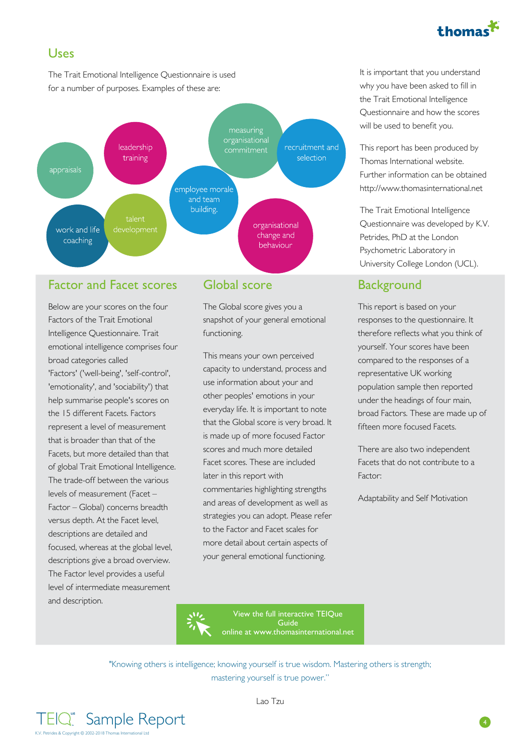## Uses

The Trait Emotional Intelligence Questionnaire is used for a number of purposes. Examples of these are:

- appraisals
- leadership training
- measuring organisational commitment
- recruitment and selection
- employee morale and team building.
- work and life coaching
- talent development
- organisational change and behaviour

It is important that you understand why you have been asked to fill in the Trait Emotional Intelligence Questionnaire and how the scores will be used to benefit you.

This report has been produced by Thomas International website. Further information can be obtained http://www.thomasinternational.net

The Trait Emotional Intelligence Questionnaire was developed by K.V. Petrides, PhD at the London Psychometric Laboratory in University College London (UCL).

## Factor and Facet scores

Below are your scores on the four Factors of the Trait Emotional Intelligence Questionnaire. Trait emotional intelligence comprises four broad categories called 'Factors' ('well-being', 'self-control', 'emotionality', and 'sociability') that help summarise people's scores on the 15 different Facets. Factors represent a level of measurement that is broader than that of the Facets, but more detailed than that of global Trait Emotional Intelligence. The trade-off between the various levels of measurement (Facet – Factor – Global) concerns breadth versus depth. At the Facet level, descriptions are detailed and focused, whereas at the global level, descriptions give a broad overview. The Factor level provides a useful level of intermediate measurement and description.

## Global score

The Global score gives you a snapshot of your general emotional functioning.

This means your own perceived capacity to understand, process and use information about your and other peoples' emotions in your everyday life. It is important to note that the Global score is very broad. It is made up of more focused Factor scores and much more detailed Facet scores. These are included later in this report with commentaries highlighting strengths and areas of development as well as strategies you can adopt. Please refer to the Factor and Facet scales for more detail about certain aspects of your general emotional functioning.

## Background

This report is based on your responses to the questionnaire. It therefore reflects what you think of yourself. Your scores have been compared to the responses of a representative UK working population sample then reported under the headings of four main, broad Factors. These are made up of fifteen more focused Facets.

There are also two independent Facets that do not contribute to a Factor:

Adaptability and Self Motivation

View the full interactive TEIQue Guide online at www.thomasinternational.net

"Knowing others is intelligence; knowing yourself is true wisdom. Mastering others is strength; mastering yourself is true power."

Lao Tzu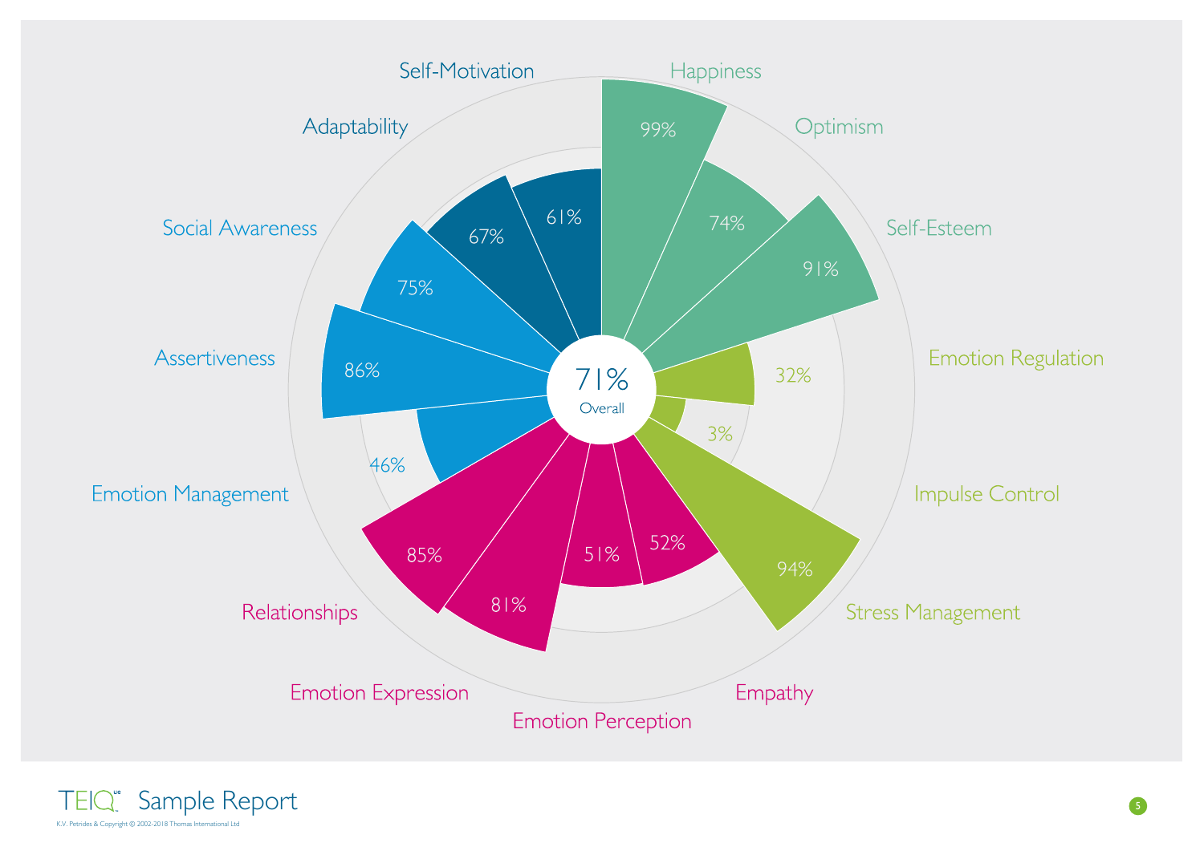| Facet | Score |
| --- | --- |
| Happiness | 99% |
| Optimism | 74% |
| Self-Esteem | 91% |
| Emotion Regulation | 32% |
| Impulse Control | 3% |
| Stress Management | 94% |
| Empathy | 52% |
| Emotion Perception | 51% |
| Emotion Expression | 81% |
| Relationships | 85% |
| Emotion Management | 46% |
| Assertiveness | 86% |
| Social Awareness | 75% |
| Adaptability | 67% |
| Self-Motivation | 61% |

71% Overall

TEIQue Sample Report

K.V. Petrides & Copyright © 2002-2018 Thomas International Ltd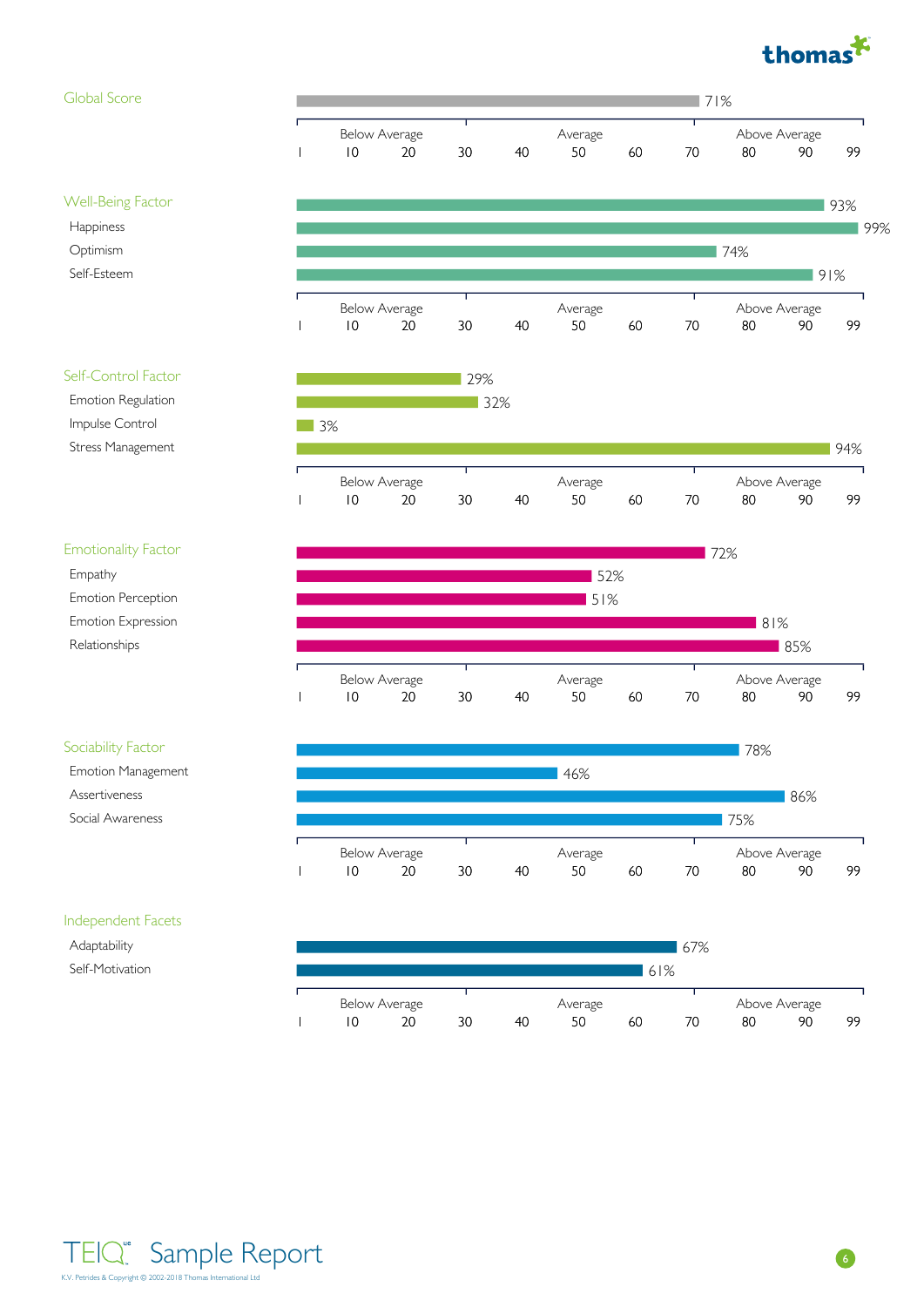## Global Score

| Scale | Score |
|---|---|
| Global Score | 71% |

## Well-Being Factor

| Scale | Score |
|---|---|
| Well-Being Factor | 93% |
| Happiness | 99% |
| Optimism | 74% |
| Self-Esteem | 91% |

## Self-Control Factor

| Scale | Score |
|---|---|
| Self-Control Factor | 29% |
| Emotion Regulation | 32% |
| Impulse Control | 3% |
| Stress Management | 94% |

## Emotionality Factor

| Scale | Score |
|---|---|
| Emotionality Factor | 72% |
| Empathy | 52% |
| Emotion Perception | 51% |
| Emotion Expression | 81% |
| Relationships | 85% |

## Sociability Factor

| Scale | Score |
|---|---|
| Sociability Factor | 78% |
| Emotion Management | 46% |
| Assertiveness | 86% |
| Social Awareness | 75% |

## Independent Facets

| Scale | Score |
|---|---|
| Adaptability | 67% |
| Self-Motivation | 61% |

Scale: Below Average (1–30) | Average (30–70) | Above Average (70–99)

TEIQue Sample Report

K.V. Petrides & Copyright © 2002-2018 Thomas International Ltd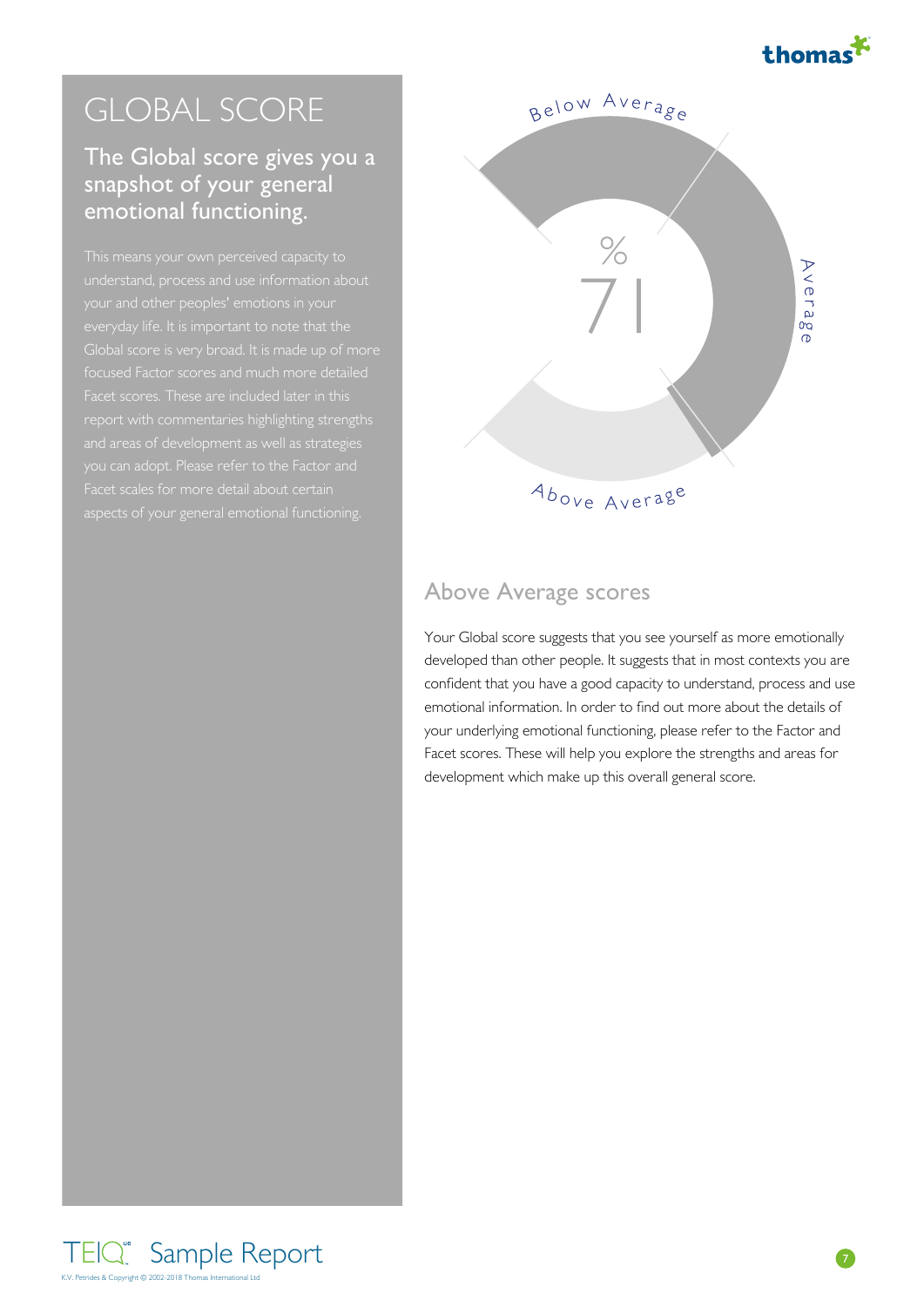# GLOBAL SCORE

## The Global score gives you a snapshot of your general emotional functioning.

This means your own perceived capacity to understand, process and use information about your and other peoples' emotions in your everyday life. It is important to note that the Global score is very broad. It is made up of more focused Factor scores and much more detailed Facet scores. These are included later in this report with commentaries highlighting strengths and areas of development as well as strategies you can adopt. Please refer to the Factor and Facet scales for more detail about certain aspects of your general emotional functioning.

Below Average

%

71

Average

Above Average

## Above Average scores

Your Global score suggests that you see yourself as more emotionally developed than other people. It suggests that in most contexts you are confident that you have a good capacity to understand, process and use emotional information. In order to find out more about the details of your underlying emotional functioning, please refer to the Factor and Facet scores. These will help you explore the strengths and areas for development which make up this overall general score.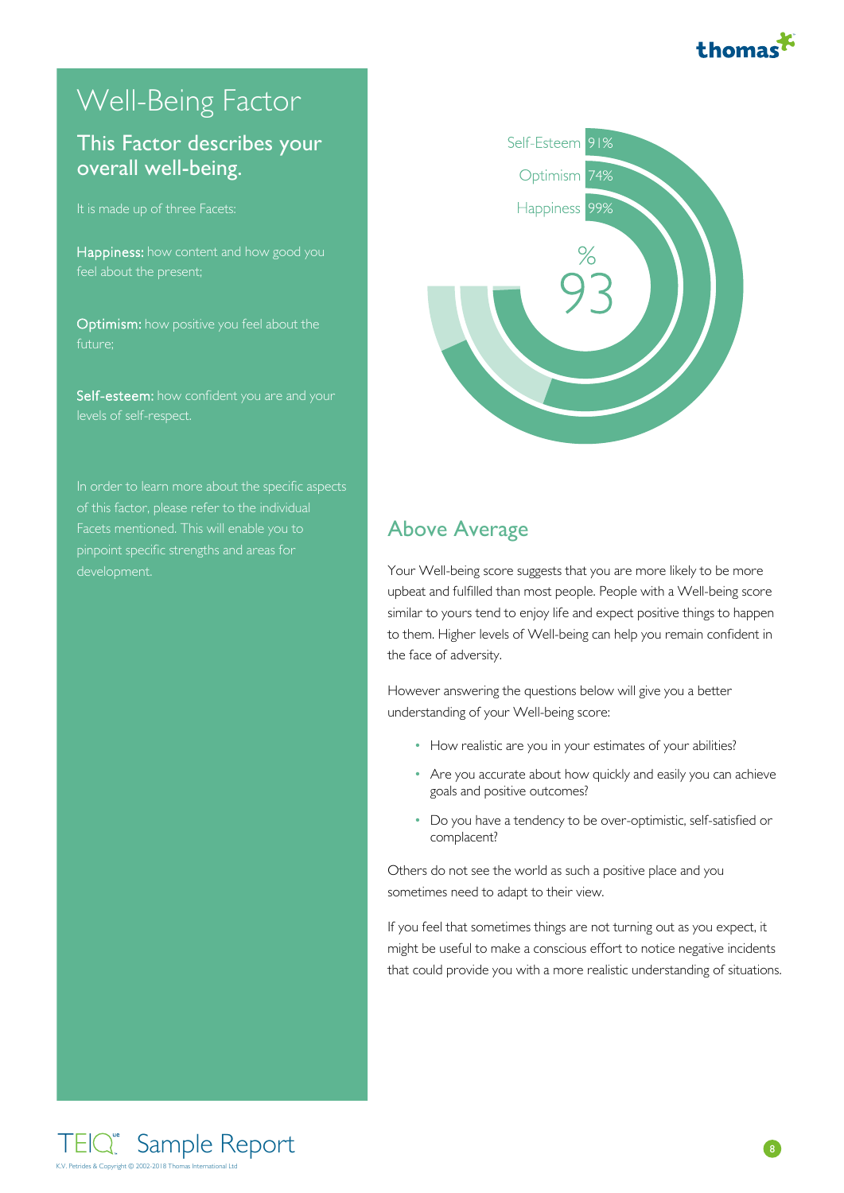# Well-Being Factor

## This Factor describes your overall well-being.

It is made up of three Facets:

**Happiness:** how content and how good you feel about the present;

**Optimism:** how positive you feel about the future;

**Self-esteem:** how confident you are and your levels of self-respect.

In order to learn more about the specific aspects of this factor, please refer to the individual Facets mentioned. This will enable you to pinpoint specific strengths and areas for development.

Self-Esteem 91%

Optimism 74%

Happiness 99%

% 93

## Above Average

Your Well-being score suggests that you are more likely to be more upbeat and fulfilled than most people. People with a Well-being score similar to yours tend to enjoy life and expect positive things to happen to them. Higher levels of Well-being can help you remain confident in the face of adversity.

However answering the questions below will give you a better understanding of your Well-being score:

- How realistic are you in your estimates of your abilities?
- Are you accurate about how quickly and easily you can achieve goals and positive outcomes?
- Do you have a tendency to be over-optimistic, self-satisfied or complacent?

Others do not see the world as such a positive place and you sometimes need to adapt to their view.

If you feel that sometimes things are not turning out as you expect, it might be useful to make a conscious effort to notice negative incidents that could provide you with a more realistic understanding of situations.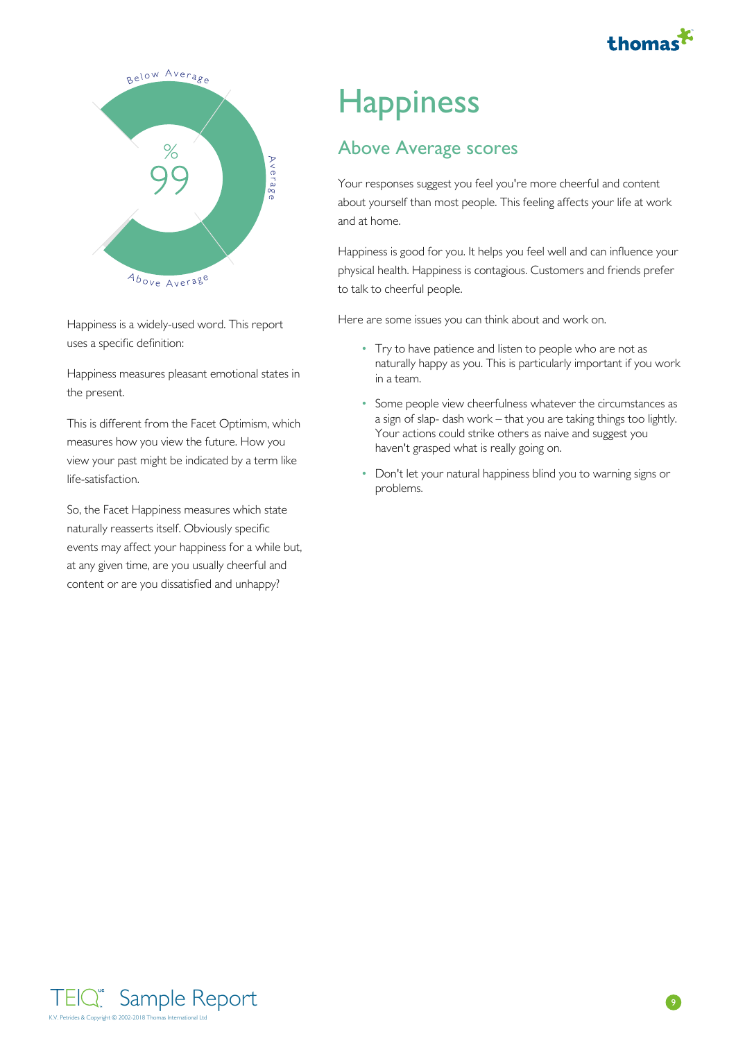Below Average

%
99

Average

Above Average

Happiness is a widely-used word. This report uses a specific definition:

Happiness measures pleasant emotional states in the present.

This is different from the Facet Optimism, which measures how you view the future. How you view your past might be indicated by a term like life-satisfaction.

So, the Facet Happiness measures which state naturally reasserts itself. Obviously specific events may affect your happiness for a while but, at any given time, are you usually cheerful and content or are you dissatisfied and unhappy?

# Happiness

## Above Average scores

Your responses suggest you feel you're more cheerful and content about yourself than most people. This feeling affects your life at work and at home.

Happiness is good for you. It helps you feel well and can influence your physical health. Happiness is contagious. Customers and friends prefer to talk to cheerful people.

Here are some issues you can think about and work on.

- Try to have patience and listen to people who are not as naturally happy as you. This is particularly important if you work in a team.
- Some people view cheerfulness whatever the circumstances as a sign of slap- dash work – that you are taking things too lightly. Your actions could strike others as naive and suggest you haven't grasped what is really going on.
- Don't let your natural happiness blind you to warning signs or problems.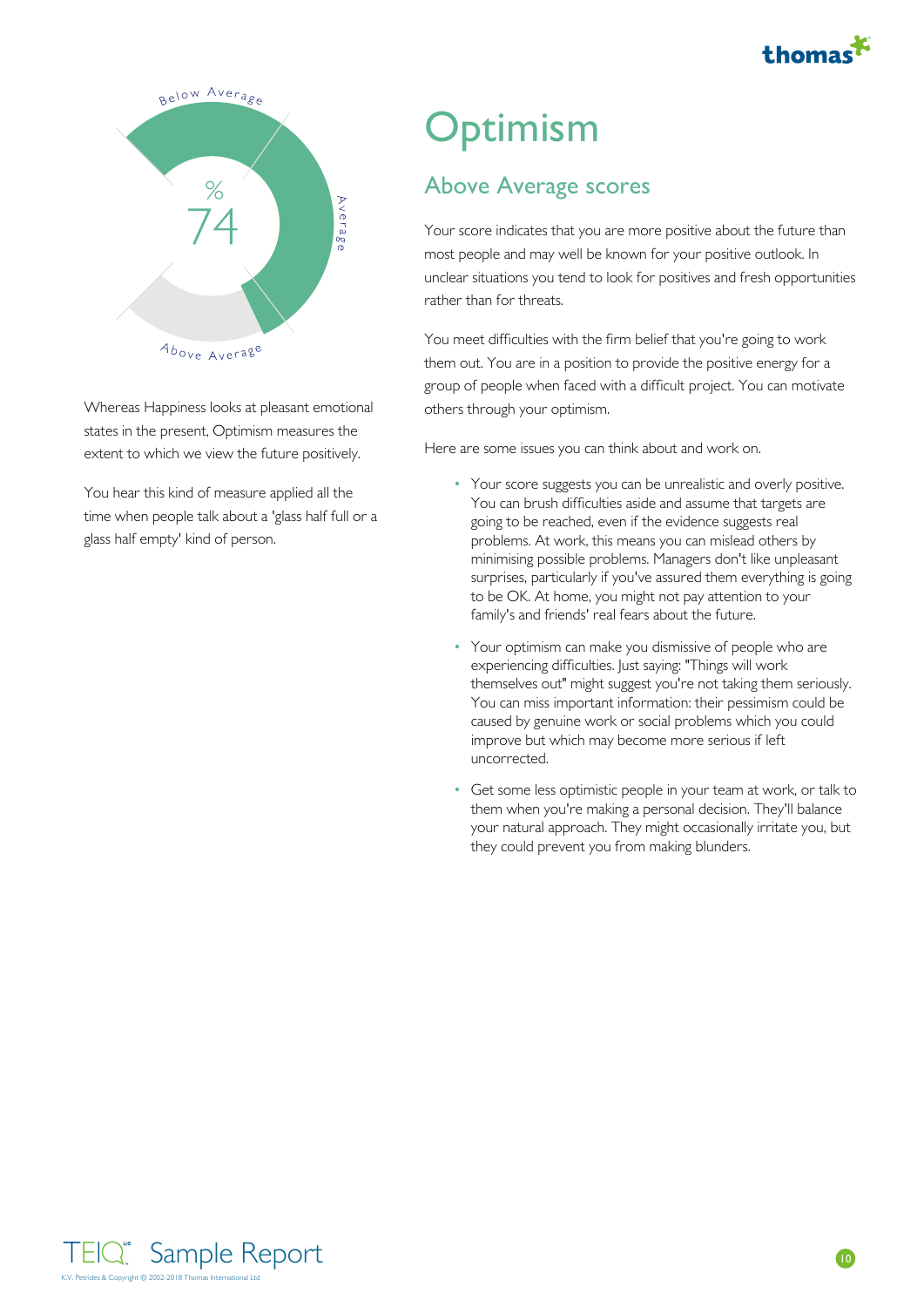Below Average

%
74

Average

Above Average

Whereas Happiness looks at pleasant emotional states in the present, Optimism measures the extent to which we view the future positively.

You hear this kind of measure applied all the time when people talk about a 'glass half full or a glass half empty' kind of person.

# Optimism

## Above Average scores

Your score indicates that you are more positive about the future than most people and may well be known for your positive outlook. In unclear situations you tend to look for positives and fresh opportunities rather than for threats.

You meet difficulties with the firm belief that you're going to work them out. You are in a position to provide the positive energy for a group of people when faced with a difficult project. You can motivate others through your optimism.

Here are some issues you can think about and work on.

- Your score suggests you can be unrealistic and overly positive. You can brush difficulties aside and assume that targets are going to be reached, even if the evidence suggests real problems. At work, this means you can mislead others by minimising possible problems. Managers don't like unpleasant surprises, particularly if you've assured them everything is going to be OK. At home, you might not pay attention to your family's and friends' real fears about the future.
- Your optimism can make you dismissive of people who are experiencing difficulties. Just saying: "Things will work themselves out" might suggest you're not taking them seriously. You can miss important information: their pessimism could be caused by genuine work or social problems which you could improve but which may become more serious if left uncorrected.
- Get some less optimistic people in your team at work, or talk to them when you're making a personal decision. They'll balance your natural approach. They might occasionally irritate you, but they could prevent you from making blunders.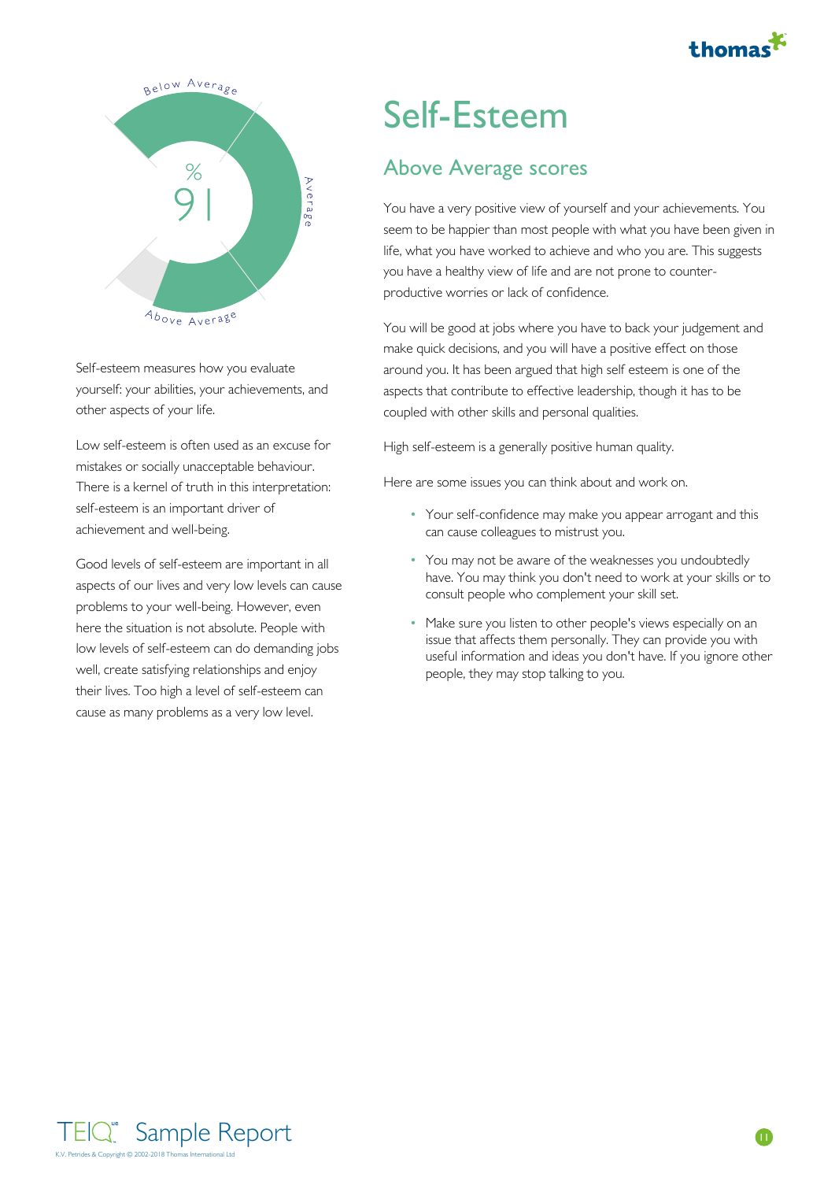Below Average

%

91

Average

Above Average

Self-esteem measures how you evaluate yourself: your abilities, your achievements, and other aspects of your life.

Low self-esteem is often used as an excuse for mistakes or socially unacceptable behaviour. There is a kernel of truth in this interpretation: self-esteem is an important driver of achievement and well-being.

Good levels of self-esteem are important in all aspects of our lives and very low levels can cause problems to your well-being. However, even here the situation is not absolute. People with low levels of self-esteem can do demanding jobs well, create satisfying relationships and enjoy their lives. Too high a level of self-esteem can cause as many problems as a very low level.

# Self-Esteem

## Above Average scores

You have a very positive view of yourself and your achievements. You seem to be happier than most people with what you have been given in life, what you have worked to achieve and who you are. This suggests you have a healthy view of life and are not prone to counter-productive worries or lack of confidence.

You will be good at jobs where you have to back your judgement and make quick decisions, and you will have a positive effect on those around you. It has been argued that high self esteem is one of the aspects that contribute to effective leadership, though it has to be coupled with other skills and personal qualities.

High self-esteem is a generally positive human quality.

Here are some issues you can think about and work on.

- Your self-confidence may make you appear arrogant and this can cause colleagues to mistrust you.
- You may not be aware of the weaknesses you undoubtedly have. You may think you don't need to work at your skills or to consult people who complement your skill set.
- Make sure you listen to other people's views especially on an issue that affects them personally. They can provide you with useful information and ideas you don't have. If you ignore other people, they may stop talking to you.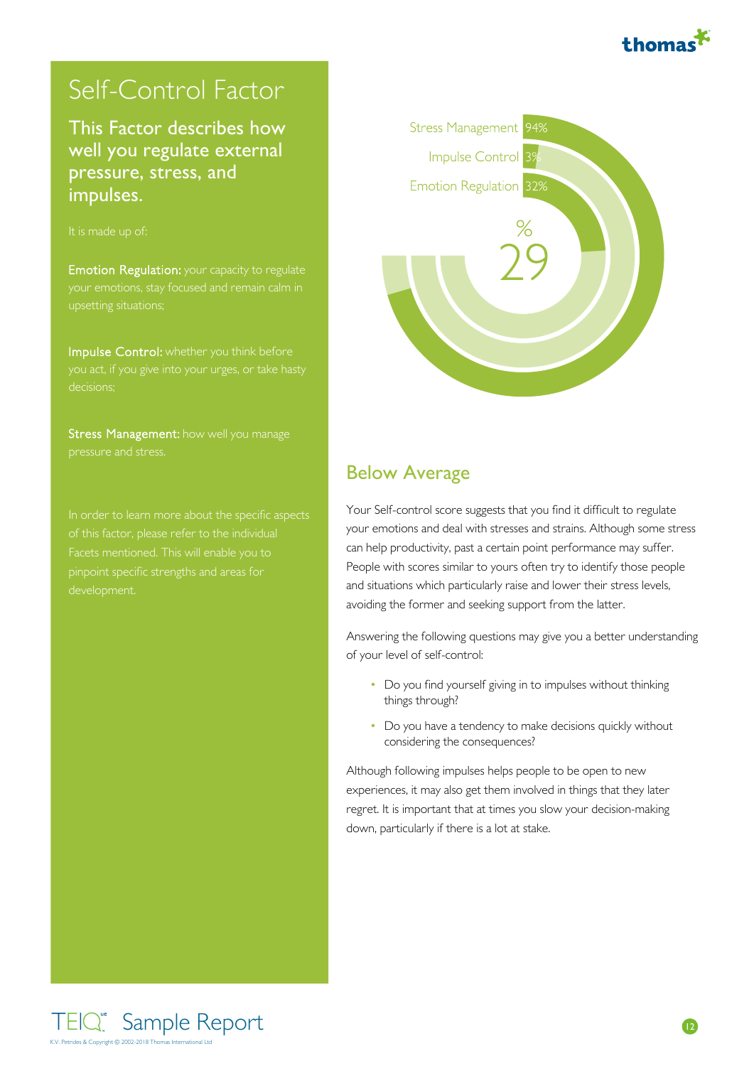# Self-Control Factor

## This Factor describes how well you regulate external pressure, stress, and impulses.

It is made up of:

**Emotion Regulation:** your capacity to regulate your emotions, stay focused and remain calm in upsetting situations;

**Impulse Control:** whether you think before you act, if you give into your urges, or take hasty decisions;

**Stress Management:** how well you manage pressure and stress.

In order to learn more about the specific aspects of this factor, please refer to the individual Facets mentioned. This will enable you to pinpoint specific strengths and areas for development.

Stress Management 94%

Impulse Control 3%

Emotion Regulation 32%

% 29

## Below Average

Your Self-control score suggests that you find it difficult to regulate your emotions and deal with stresses and strains. Although some stress can help productivity, past a certain point performance may suffer. People with scores similar to yours often try to identify those people and situations which particularly raise and lower their stress levels, avoiding the former and seeking support from the latter.

Answering the following questions may give you a better understanding of your level of self-control:

- Do you find yourself giving in to impulses without thinking things through?
- Do you have a tendency to make decisions quickly without considering the consequences?

Although following impulses helps people to be open to new experiences, it may also get them involved in things that they later regret. It is important that at times you slow your decision-making down, particularly if there is a lot at stake.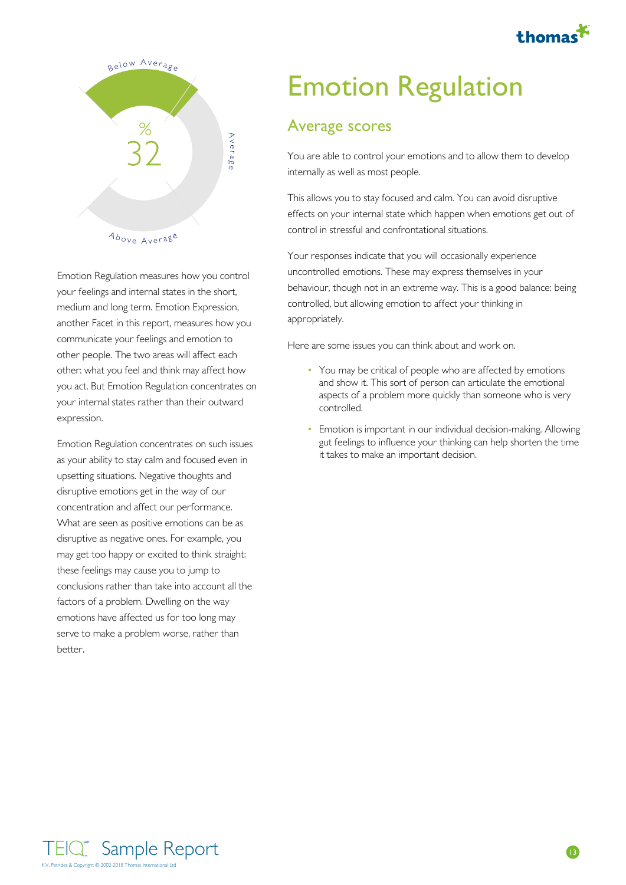# Emotion Regulation

Below Average

%

32

Average

Above Average

Emotion Regulation measures how you control your feelings and internal states in the short, medium and long term. Emotion Expression, another Facet in this report, measures how you communicate your feelings and emotion to other people. The two areas will affect each other: what you feel and think may affect how you act. But Emotion Regulation concentrates on your internal states rather than their outward expression.

Emotion Regulation concentrates on such issues as your ability to stay calm and focused even in upsetting situations. Negative thoughts and disruptive emotions get in the way of our concentration and affect our performance. What are seen as positive emotions can be as disruptive as negative ones. For example, you may get too happy or excited to think straight: these feelings may cause you to jump to conclusions rather than take into account all the factors of a problem. Dwelling on the way emotions have affected us for too long may serve to make a problem worse, rather than better.

## Average scores

You are able to control your emotions and to allow them to develop internally as well as most people.

This allows you to stay focused and calm. You can avoid disruptive effects on your internal state which happen when emotions get out of control in stressful and confrontational situations.

Your responses indicate that you will occasionally experience uncontrolled emotions. These may express themselves in your behaviour, though not in an extreme way. This is a good balance: being controlled, but allowing emotion to affect your thinking in appropriately.

Here are some issues you can think about and work on.

- You may be critical of people who are affected by emotions and show it. This sort of person can articulate the emotional aspects of a problem more quickly than someone who is very controlled.
- Emotion is important in our individual decision-making. Allowing gut feelings to influence your thinking can help shorten the time it takes to make an important decision.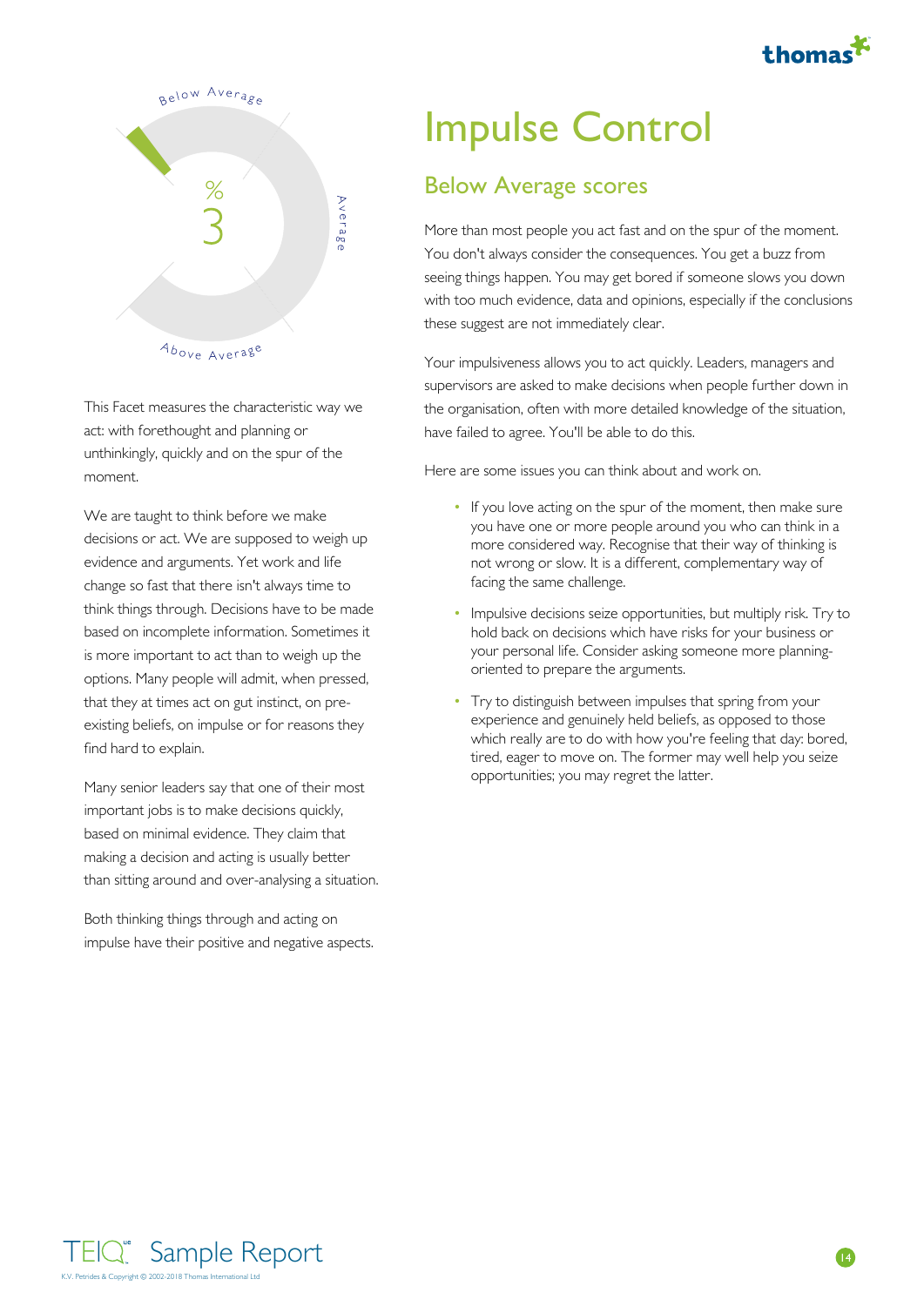Below Average

%
3

Average

Above Average

This Facet measures the characteristic way we act: with forethought and planning or unthinkingly, quickly and on the spur of the moment.

We are taught to think before we make decisions or act. We are supposed to weigh up evidence and arguments. Yet work and life change so fast that there isn't always time to think things through. Decisions have to be made based on incomplete information. Sometimes it is more important to act than to weigh up the options. Many people will admit, when pressed, that they at times act on gut instinct, on pre-existing beliefs, on impulse or for reasons they find hard to explain.

Many senior leaders say that one of their most important jobs is to make decisions quickly, based on minimal evidence. They claim that making a decision and acting is usually better than sitting around and over-analysing a situation.

Both thinking things through and acting on impulse have their positive and negative aspects.

# Impulse Control

## Below Average scores

More than most people you act fast and on the spur of the moment. You don't always consider the consequences. You get a buzz from seeing things happen. You may get bored if someone slows you down with too much evidence, data and opinions, especially if the conclusions these suggest are not immediately clear.

Your impulsiveness allows you to act quickly. Leaders, managers and supervisors are asked to make decisions when people further down in the organisation, often with more detailed knowledge of the situation, have failed to agree. You'll be able to do this.

Here are some issues you can think about and work on.

- If you love acting on the spur of the moment, then make sure you have one or more people around you who can think in a more considered way. Recognise that their way of thinking is not wrong or slow. It is a different, complementary way of facing the same challenge.
- Impulsive decisions seize opportunities, but multiply risk. Try to hold back on decisions which have risks for your business or your personal life. Consider asking someone more planning-oriented to prepare the arguments.
- Try to distinguish between impulses that spring from your experience and genuinely held beliefs, as opposed to those which really are to do with how you're feeling that day: bored, tired, eager to move on. The former may well help you seize opportunities; you may regret the latter.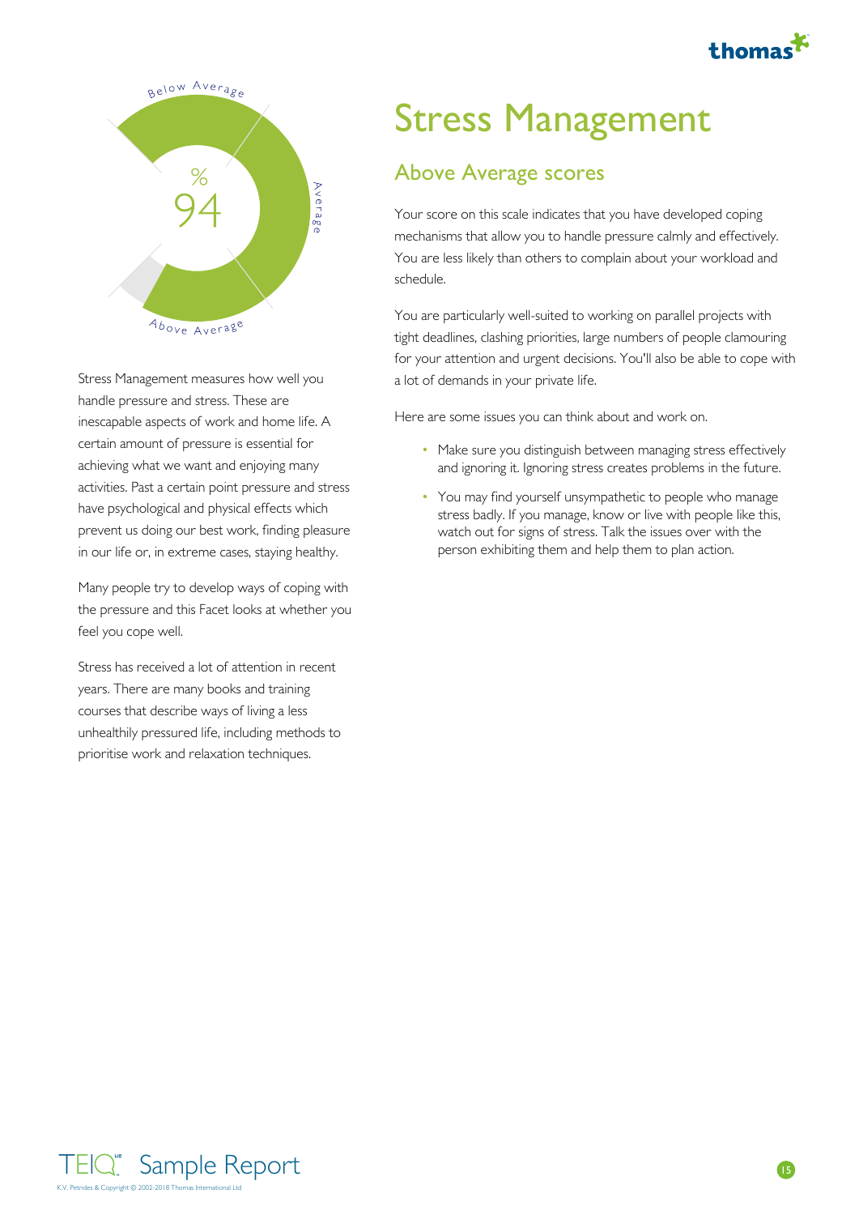Below Average

%

94

Average

Above Average

Stress Management measures how well you handle pressure and stress. These are inescapable aspects of work and home life. A certain amount of pressure is essential for achieving what we want and enjoying many activities. Past a certain point pressure and stress have psychological and physical effects which prevent us doing our best work, finding pleasure in our life or, in extreme cases, staying healthy.

Many people try to develop ways of coping with the pressure and this Facet looks at whether you feel you cope well.

Stress has received a lot of attention in recent years. There are many books and training courses that describe ways of living a less unhealthily pressured life, including methods to prioritise work and relaxation techniques.

# Stress Management

## Above Average scores

Your score on this scale indicates that you have developed coping mechanisms that allow you to handle pressure calmly and effectively. You are less likely than others to complain about your workload and schedule.

You are particularly well-suited to working on parallel projects with tight deadlines, clashing priorities, large numbers of people clamouring for your attention and urgent decisions. You'll also be able to cope with a lot of demands in your private life.

Here are some issues you can think about and work on.

- Make sure you distinguish between managing stress effectively and ignoring it. Ignoring stress creates problems in the future.
- You may find yourself unsympathetic to people who manage stress badly. If you manage, know or live with people like this, watch out for signs of stress. Talk the issues over with the person exhibiting them and help them to plan action.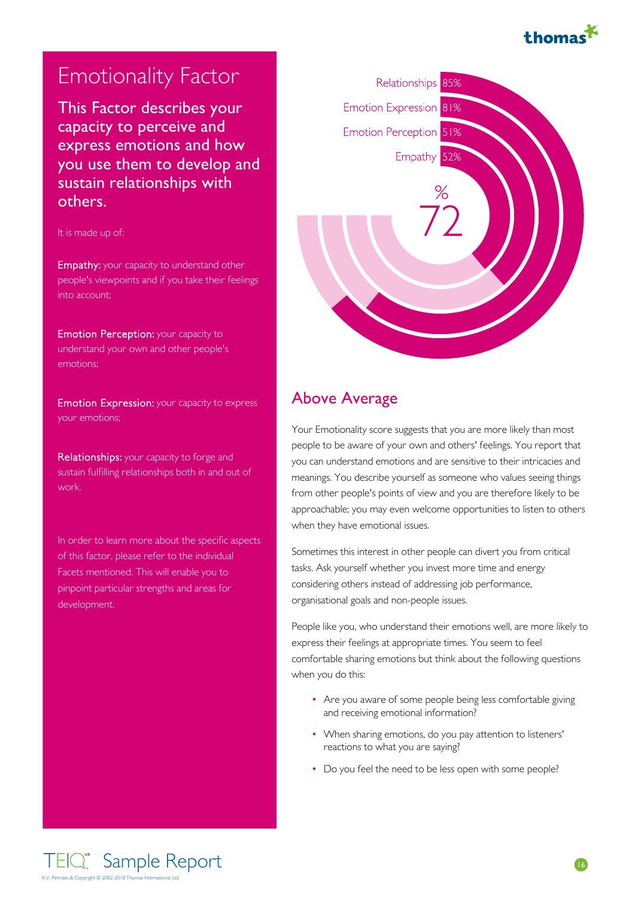# Emotionality Factor

**This Factor describes your capacity to perceive and express emotions and how you use them to develop and sustain relationships with others.**

It is made up of:

**Empathy:** your capacity to understand other people's viewpoints and if you take their feelings into account;

**Emotion Perception:** your capacity to understand your own and other people's emotions;

**Emotion Expression:** your capacity to express your emotions;

**Relationships:** your capacity to forge and sustain fulfilling relationships both in and out of work.

In order to learn more about the specific aspects of this factor, please refer to the individual Facets mentioned. This will enable you to pinpoint particular strengths and areas for development.

Relationships 85%
Emotion Expression 81%
Emotion Perception 51%
Empathy 52%

% 72

## Above Average

Your Emotionality score suggests that you are more likely than most people to be aware of your own and others' feelings. You report that you can understand emotions and are sensitive to their intricacies and meanings. You describe yourself as someone who values seeing things from other people's points of view and you are therefore likely to be approachable; you may even welcome opportunities to listen to others when they have emotional issues.

Sometimes this interest in other people can divert you from critical tasks. Ask yourself whether you invest more time and energy considering others instead of addressing job performance, organisational goals and non-people issues.

People like you, who understand their emotions well, are more likely to express their feelings at appropriate times. You seem to feel comfortable sharing emotions but think about the following questions when you do this:

- Are you aware of some people being less comfortable giving and receiving emotional information?
- When sharing emotions, do you pay attention to listeners' reactions to what you are saying?
- Do you feel the need to be less open with some people?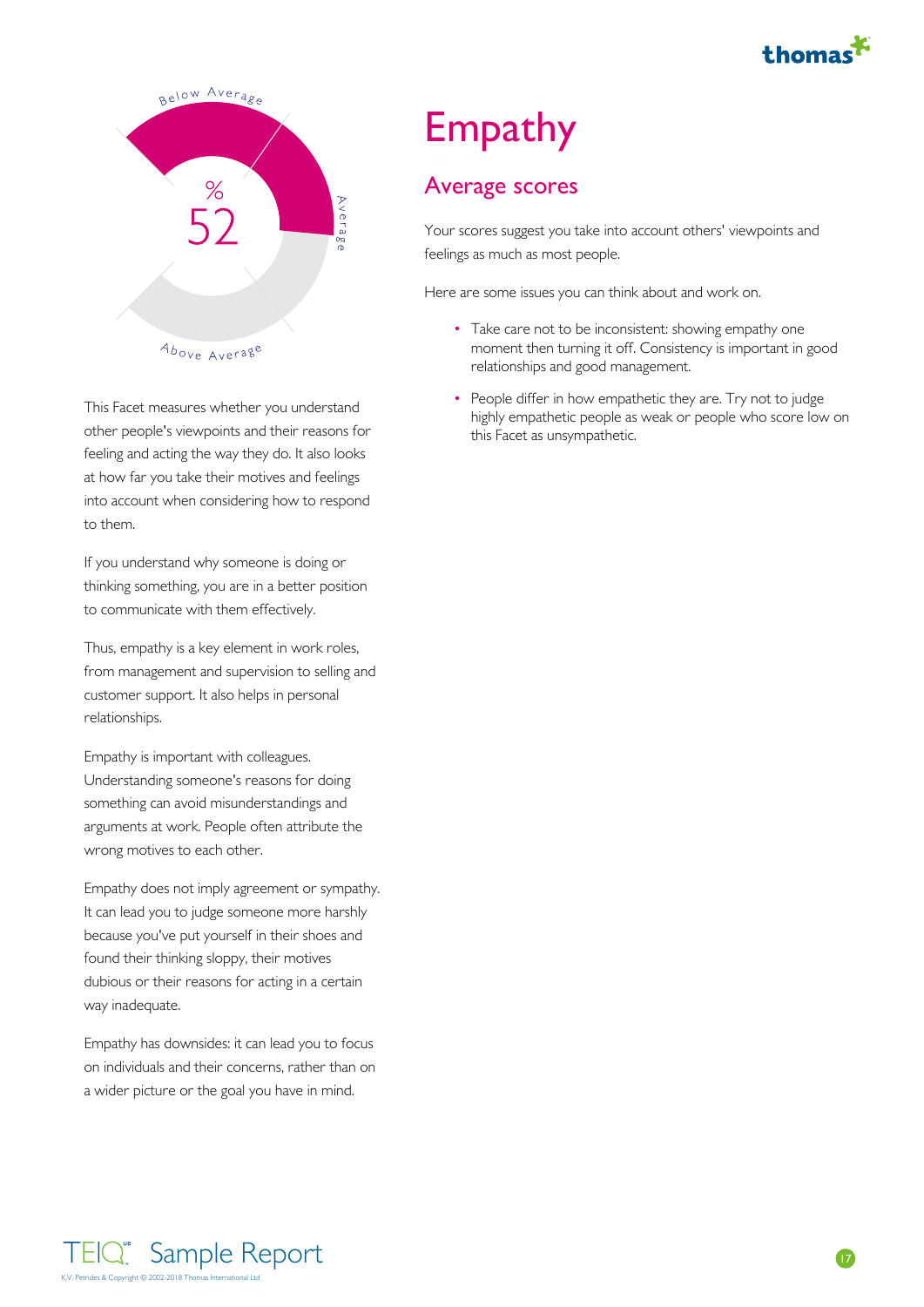# Empathy

## Average scores

Your scores suggest you take into account others' viewpoints and feelings as much as most people.

Here are some issues you can think about and work on.

- Take care not to be inconsistent: showing empathy one moment then turning it off. Consistency is important in good relationships and good management.
- People differ in how empathetic they are. Try not to judge highly empathetic people as weak or people who score low on this Facet as unsympathetic.

Below Average

Average

Above Average

%
52

This Facet measures whether you understand other people's viewpoints and their reasons for feeling and acting the way they do. It also looks at how far you take their motives and feelings into account when considering how to respond to them.

If you understand why someone is doing or thinking something, you are in a better position to communicate with them effectively.

Thus, empathy is a key element in work roles, from management and supervision to selling and customer support. It also helps in personal relationships.

Empathy is important with colleagues. Understanding someone's reasons for doing something can avoid misunderstandings and arguments at work. People often attribute the wrong motives to each other.

Empathy does not imply agreement or sympathy. It can lead you to judge someone more harshly because you've put yourself in their shoes and found their thinking sloppy, their motives dubious or their reasons for acting in a certain way inadequate.

Empathy has downsides: it can lead you to focus on individuals and their concerns, rather than on a wider picture or the goal you have in mind.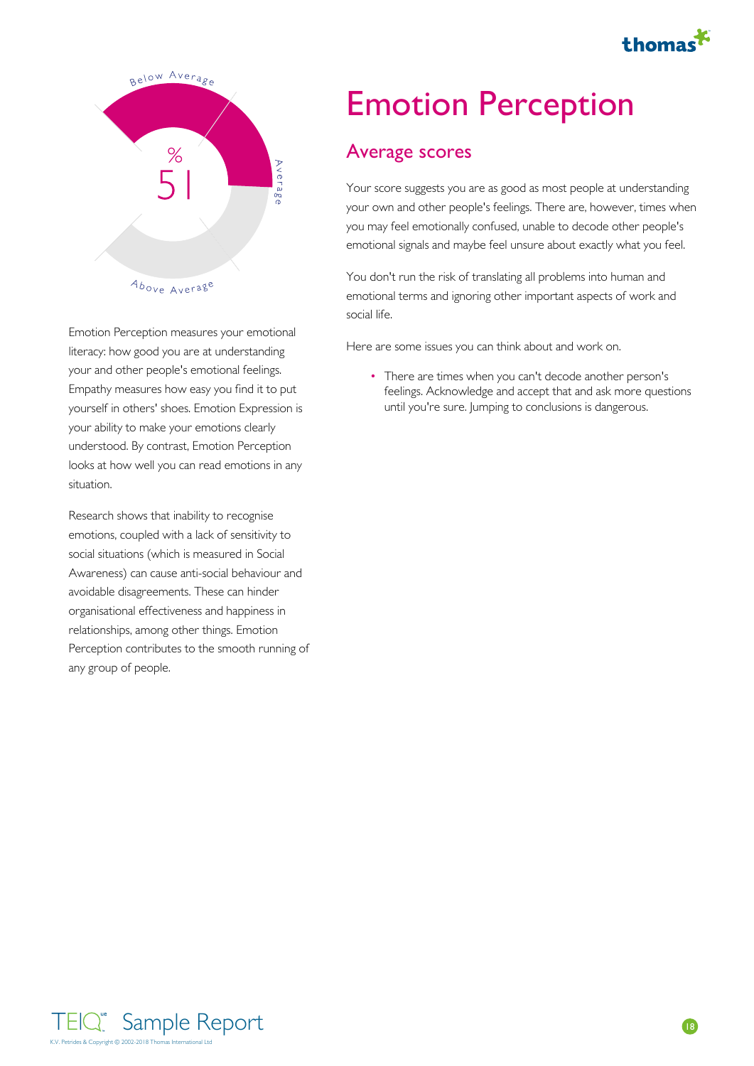Below Average

%

51

Average

Above Average

Emotion Perception measures your emotional literacy: how good you are at understanding your and other people's emotional feelings. Empathy measures how easy you find it to put yourself in others' shoes. Emotion Expression is your ability to make your emotions clearly understood. By contrast, Emotion Perception looks at how well you can read emotions in any situation.

Research shows that inability to recognise emotions, coupled with a lack of sensitivity to social situations (which is measured in Social Awareness) can cause anti-social behaviour and avoidable disagreements. These can hinder organisational effectiveness and happiness in relationships, among other things. Emotion Perception contributes to the smooth running of any group of people.

# Emotion Perception

## Average scores

Your score suggests you are as good as most people at understanding your own and other people's feelings. There are, however, times when you may feel emotionally confused, unable to decode other people's emotional signals and maybe feel unsure about exactly what you feel.

You don't run the risk of translating all problems into human and emotional terms and ignoring other important aspects of work and social life.

Here are some issues you can think about and work on.

- There are times when you can't decode another person's feelings. Acknowledge and accept that and ask more questions until you're sure. Jumping to conclusions is dangerous.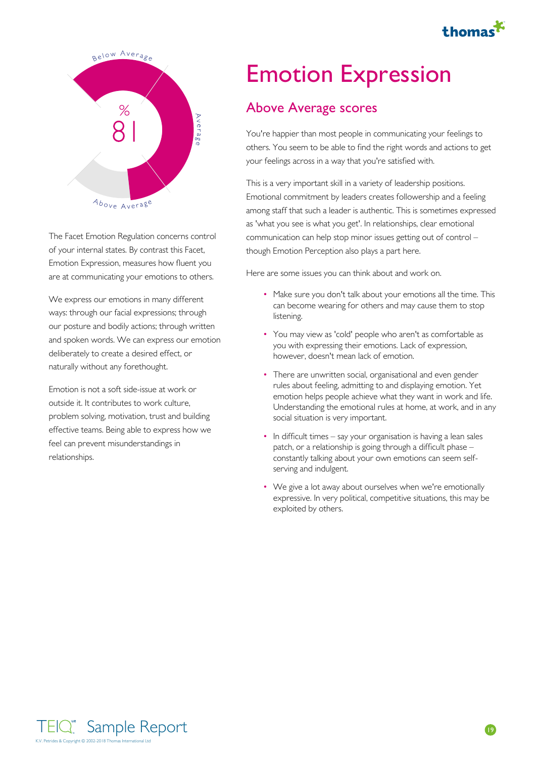# Emotion Expression

Below Average

Average

Above Average

%

81

The Facet Emotion Regulation concerns control of your internal states. By contrast this Facet, Emotion Expression, measures how fluent you are at communicating your emotions to others.

We express our emotions in many different ways: through our facial expressions; through our posture and bodily actions; through written and spoken words. We can express our emotion deliberately to create a desired effect, or naturally without any forethought.

Emotion is not a soft side-issue at work or outside it. It contributes to work culture, problem solving, motivation, trust and building effective teams. Being able to express how we feel can prevent misunderstandings in relationships.

## Above Average scores

You're happier than most people in communicating your feelings to others. You seem to be able to find the right words and actions to get your feelings across in a way that you're satisfied with.

This is a very important skill in a variety of leadership positions. Emotional commitment by leaders creates followership and a feeling among staff that such a leader is authentic. This is sometimes expressed as 'what you see is what you get'. In relationships, clear emotional communication can help stop minor issues getting out of control – though Emotion Perception also plays a part here.

Here are some issues you can think about and work on.

- Make sure you don't talk about your emotions all the time. This can become wearing for others and may cause them to stop listening.
- You may view as 'cold' people who aren't as comfortable as you with expressing their emotions. Lack of expression, however, doesn't mean lack of emotion.
- There are unwritten social, organisational and even gender rules about feeling, admitting to and displaying emotion. Yet emotion helps people achieve what they want in work and life. Understanding the emotional rules at home, at work, and in any social situation is very important.
- In difficult times – say your organisation is having a lean sales patch, or a relationship is going through a difficult phase – constantly talking about your own emotions can seem self-serving and indulgent.
- We give a lot away about ourselves when we're emotionally expressive. In very political, competitive situations, this may be exploited by others.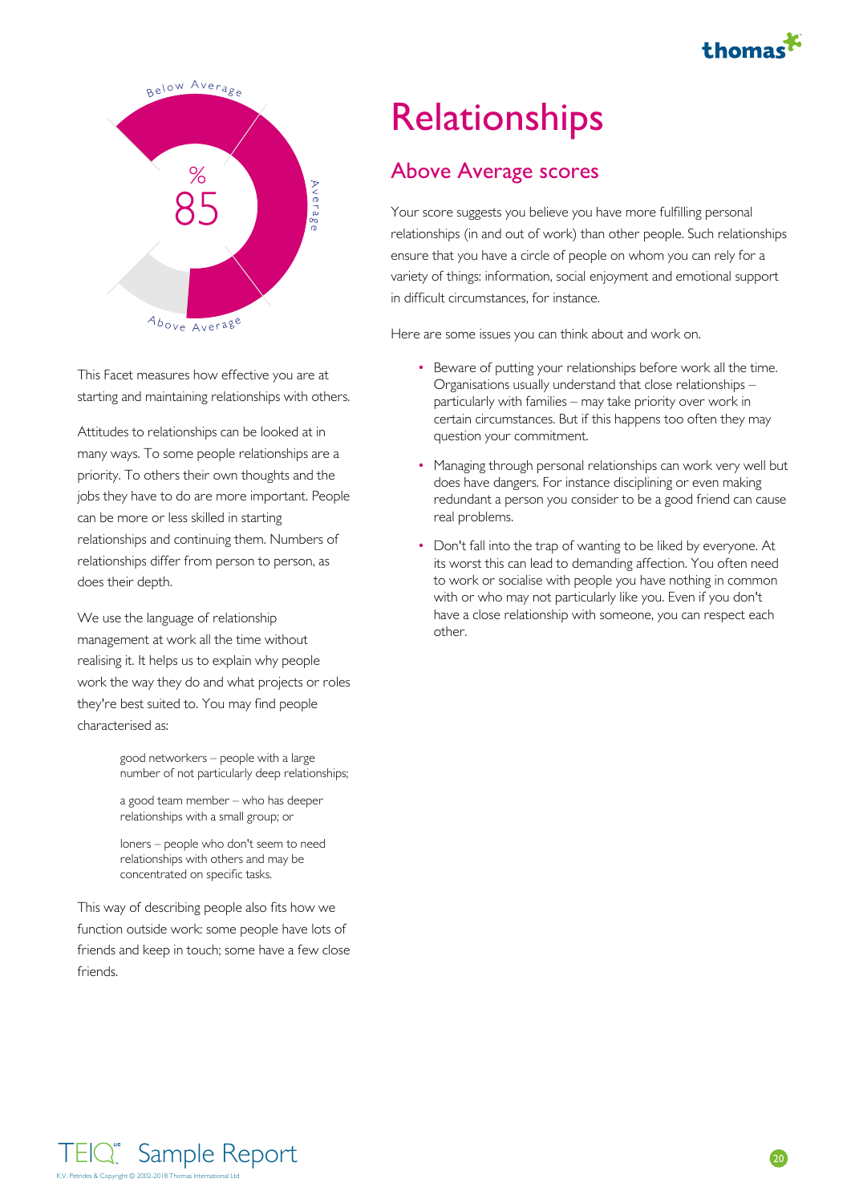Below Average

%
85

Average

Above Average

This Facet measures how effective you are at starting and maintaining relationships with others.

Attitudes to relationships can be looked at in many ways. To some people relationships are a priority. To others their own thoughts and the jobs they have to do are more important. People can be more or less skilled in starting relationships and continuing them. Numbers of relationships differ from person to person, as does their depth.

We use the language of relationship management at work all the time without realising it. It helps us to explain why people work the way they do and what projects or roles they're best suited to. You may find people characterised as:

> good networkers – people with a large number of not particularly deep relationships;
>
> a good team member – who has deeper relationships with a small group; or
>
> loners – people who don't seem to need relationships with others and may be concentrated on specific tasks.

This way of describing people also fits how we function outside work: some people have lots of friends and keep in touch; some have a few close friends.

# Relationships

## Above Average scores

Your score suggests you believe you have more fulfilling personal relationships (in and out of work) than other people. Such relationships ensure that you have a circle of people on whom you can rely for a variety of things: information, social enjoyment and emotional support in difficult circumstances, for instance.

Here are some issues you can think about and work on.

- Beware of putting your relationships before work all the time. Organisations usually understand that close relationships – particularly with families – may take priority over work in certain circumstances. But if this happens too often they may question your commitment.
- Managing through personal relationships can work very well but does have dangers. For instance disciplining or even making redundant a person you consider to be a good friend can cause real problems.
- Don't fall into the trap of wanting to be liked by everyone. At its worst this can lead to demanding affection. You often need to work or socialise with people you have nothing in common with or who may not particularly like you. Even if you don't have a close relationship with someone, you can respect each other.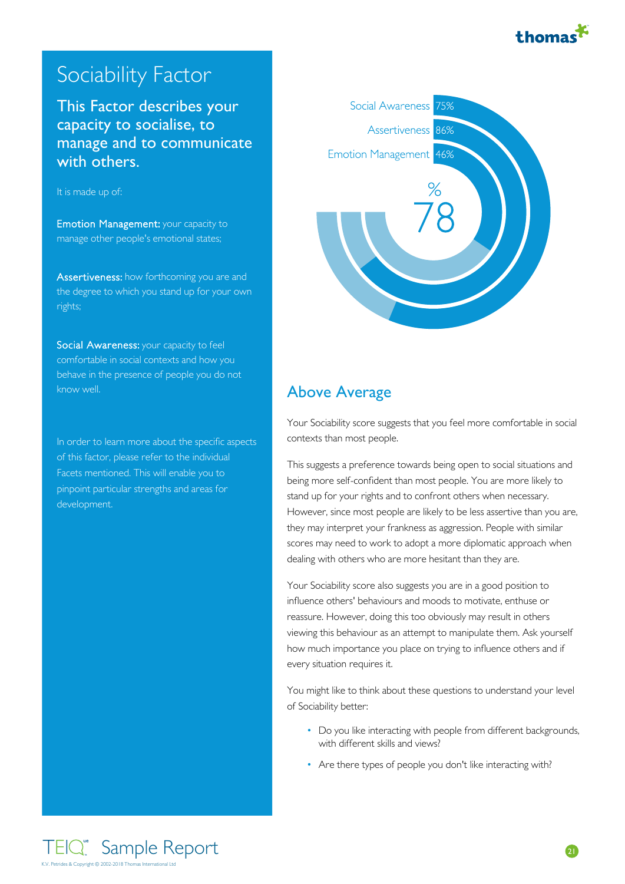# Sociability Factor

## This Factor describes your capacity to socialise, to manage and to communicate with others.

It is made up of:

**Emotion Management:** your capacity to manage other people's emotional states;

**Assertiveness:** how forthcoming you are and the degree to which you stand up for your own rights;

**Social Awareness:** your capacity to feel comfortable in social contexts and how you behave in the presence of people you do not know well.

In order to learn more about the specific aspects of this factor, please refer to the individual Facets mentioned. This will enable you to pinpoint particular strengths and areas for development.

Social Awareness 75%

Assertiveness 86%

Emotion Management 46%

% 78

## Above Average

Your Sociability score suggests that you feel more comfortable in social contexts than most people.

This suggests a preference towards being open to social situations and being more self-confident than most people. You are more likely to stand up for your rights and to confront others when necessary. However, since most people are likely to be less assertive than you are, they may interpret your frankness as aggression. People with similar scores may need to work to adopt a more diplomatic approach when dealing with others who are more hesitant than they are.

Your Sociability score also suggests you are in a good position to influence others' behaviours and moods to motivate, enthuse or reassure. However, doing this too obviously may result in others viewing this behaviour as an attempt to manipulate them. Ask yourself how much importance you place on trying to influence others and if every situation requires it.

You might like to think about these questions to understand your level of Sociability better:

- Do you like interacting with people from different backgrounds, with different skills and views?
- Are there types of people you don't like interacting with?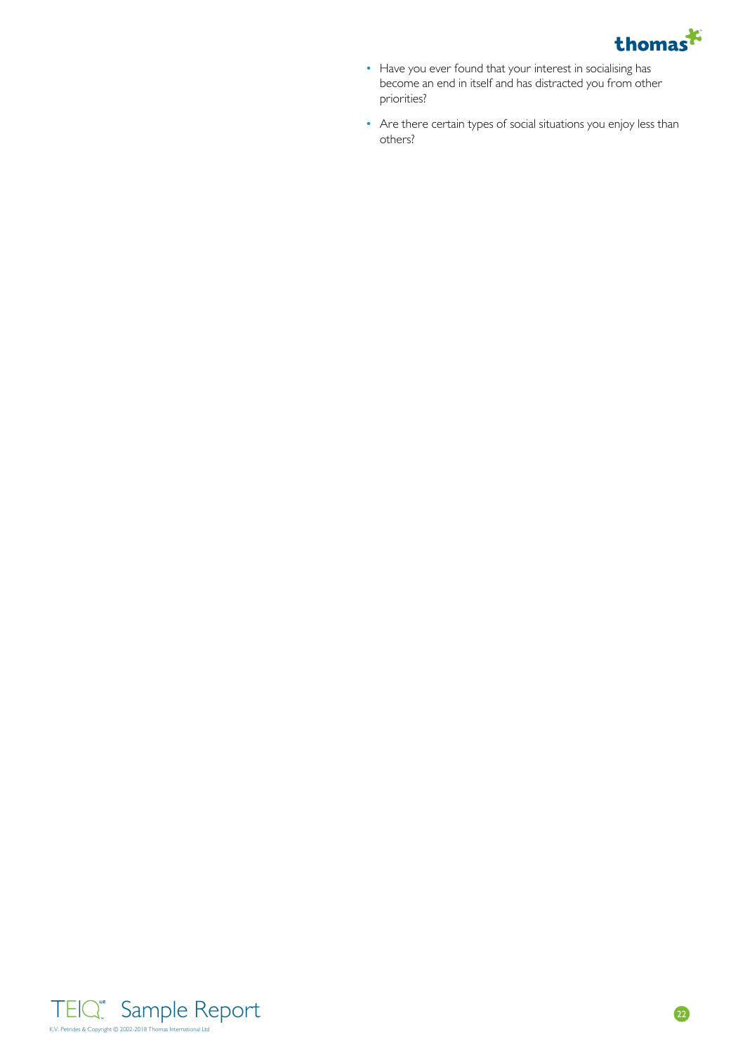- Have you ever found that your interest in socialising has become an end in itself and has distracted you from other priorities?
- Are there certain types of social situations you enjoy less than others?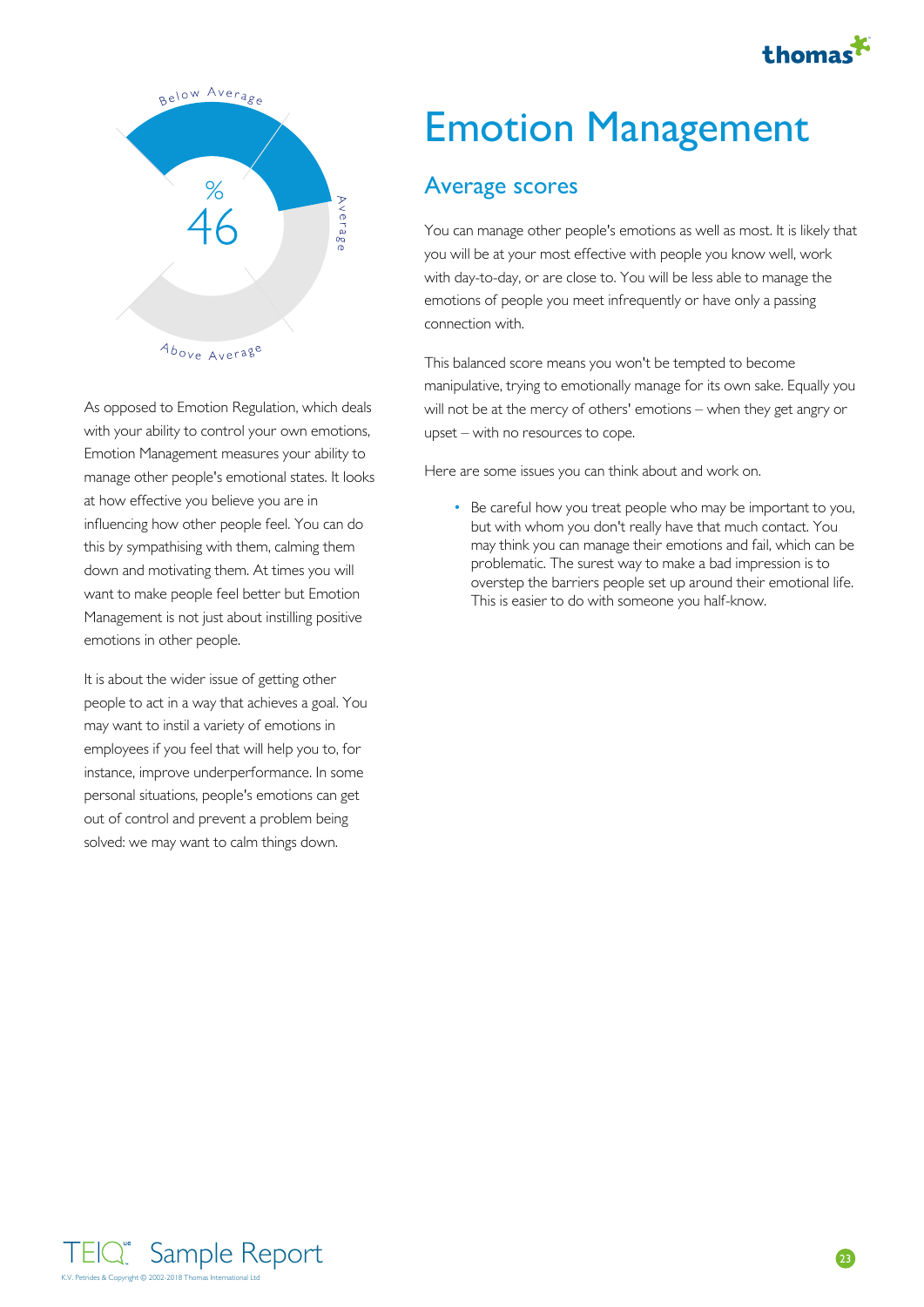# Emotion Management

Below Average

% 46

Average

Above Average

As opposed to Emotion Regulation, which deals with your ability to control your own emotions, Emotion Management measures your ability to manage other people's emotional states. It looks at how effective you believe you are in influencing how other people feel. You can do this by sympathising with them, calming them down and motivating them. At times you will want to make people feel better but Emotion Management is not just about instilling positive emotions in other people.

It is about the wider issue of getting other people to act in a way that achieves a goal. You may want to instil a variety of emotions in employees if you feel that will help you to, for instance, improve underperformance. In some personal situations, people's emotions can get out of control and prevent a problem being solved: we may want to calm things down.

## Average scores

You can manage other people's emotions as well as most. It is likely that you will be at your most effective with people you know well, work with day-to-day, or are close to. You will be less able to manage the emotions of people you meet infrequently or have only a passing connection with.

This balanced score means you won't be tempted to become manipulative, trying to emotionally manage for its own sake. Equally you will not be at the mercy of others' emotions – when they get angry or upset – with no resources to cope.

Here are some issues you can think about and work on.

- Be careful how you treat people who may be important to you, but with whom you don't really have that much contact. You may think you can manage their emotions and fail, which can be problematic. The surest way to make a bad impression is to overstep the barriers people set up around their emotional life. This is easier to do with someone you half-know.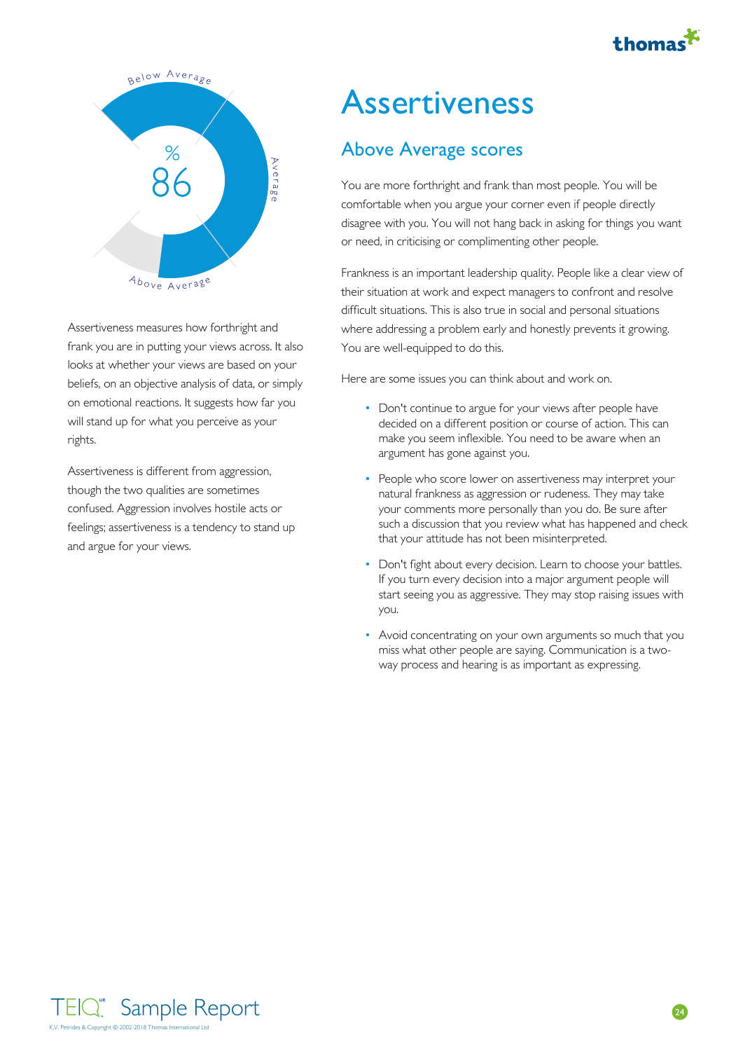Below Average

%

86

Average

Above Average

Assertiveness measures how forthright and frank you are in putting your views across. It also looks at whether your views are based on your beliefs, on an objective analysis of data, or simply on emotional reactions. It suggests how far you will stand up for what you perceive as your rights.

Assertiveness is different from aggression, though the two qualities are sometimes confused. Aggression involves hostile acts or feelings; assertiveness is a tendency to stand up and argue for your views.

# Assertiveness

## Above Average scores

You are more forthright and frank than most people. You will be comfortable when you argue your corner even if people directly disagree with you. You will not hang back in asking for things you want or need, in criticising or complimenting other people.

Frankness is an important leadership quality. People like a clear view of their situation at work and expect managers to confront and resolve difficult situations. This is also true in social and personal situations where addressing a problem early and honestly prevents it growing. You are well-equipped to do this.

Here are some issues you can think about and work on.

- Don't continue to argue for your views after people have decided on a different position or course of action. This can make you seem inflexible. You need to be aware when an argument has gone against you.
- People who score lower on assertiveness may interpret your natural frankness as aggression or rudeness. They may take your comments more personally than you do. Be sure after such a discussion that you review what has happened and check that your attitude has not been misinterpreted.
- Don't fight about every decision. Learn to choose your battles. If you turn every decision into a major argument people will start seeing you as aggressive. They may stop raising issues with you.
- Avoid concentrating on your own arguments so much that you miss what other people are saying. Communication is a two-way process and hearing is as important as expressing.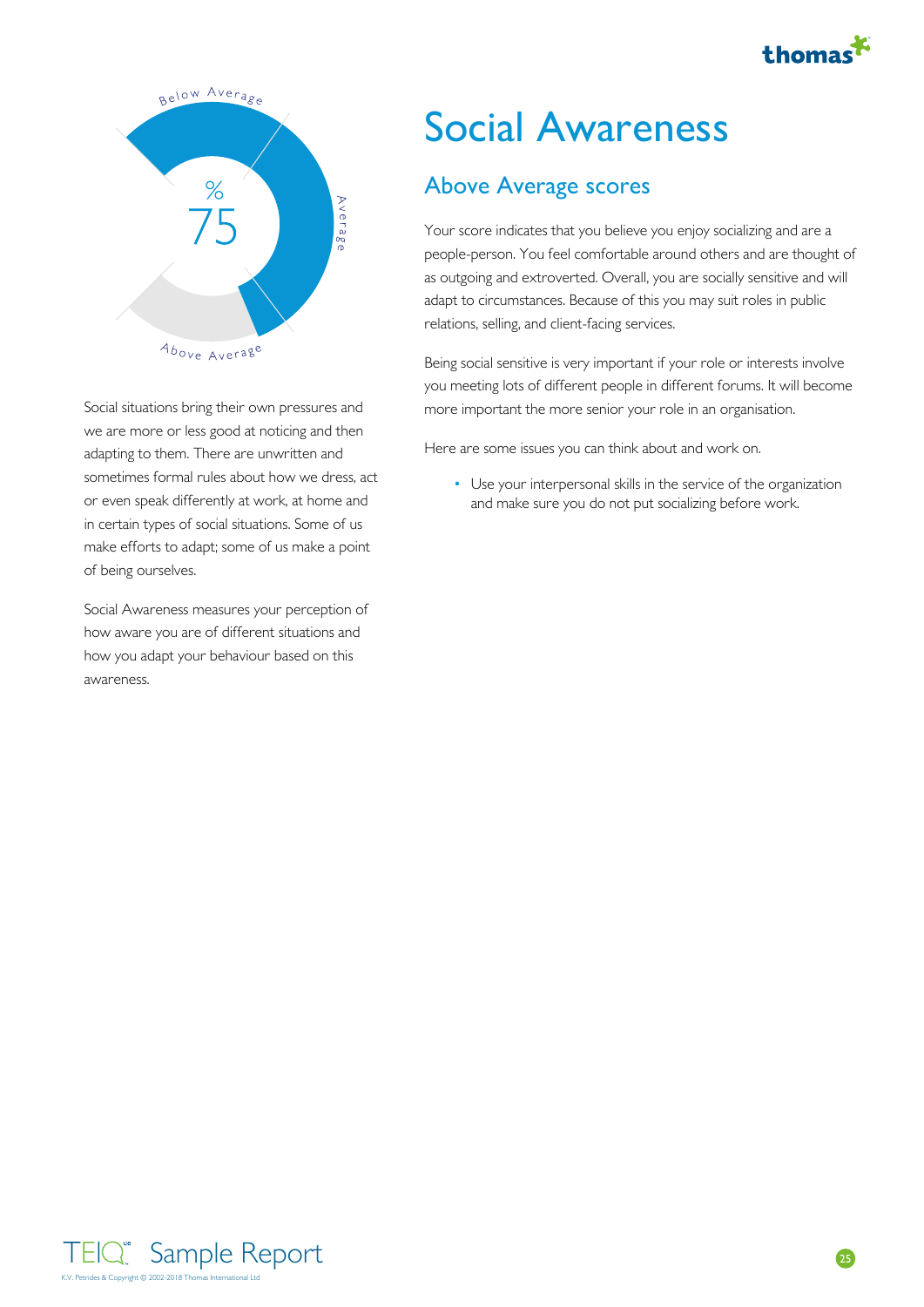Below Average

%
75

Average

Above Average

Social situations bring their own pressures and we are more or less good at noticing and then adapting to them. There are unwritten and sometimes formal rules about how we dress, act or even speak differently at work, at home and in certain types of social situations. Some of us make efforts to adapt; some of us make a point of being ourselves.

Social Awareness measures your perception of how aware you are of different situations and how you adapt your behaviour based on this awareness.

# Social Awareness

## Above Average scores

Your score indicates that you believe you enjoy socializing and are a people-person. You feel comfortable around others and are thought of as outgoing and extroverted. Overall, you are socially sensitive and will adapt to circumstances. Because of this you may suit roles in public relations, selling, and client-facing services.

Being social sensitive is very important if your role or interests involve you meeting lots of different people in different forums. It will become more important the more senior your role in an organisation.

Here are some issues you can think about and work on.

- Use your interpersonal skills in the service of the organization and make sure you do not put socializing before work.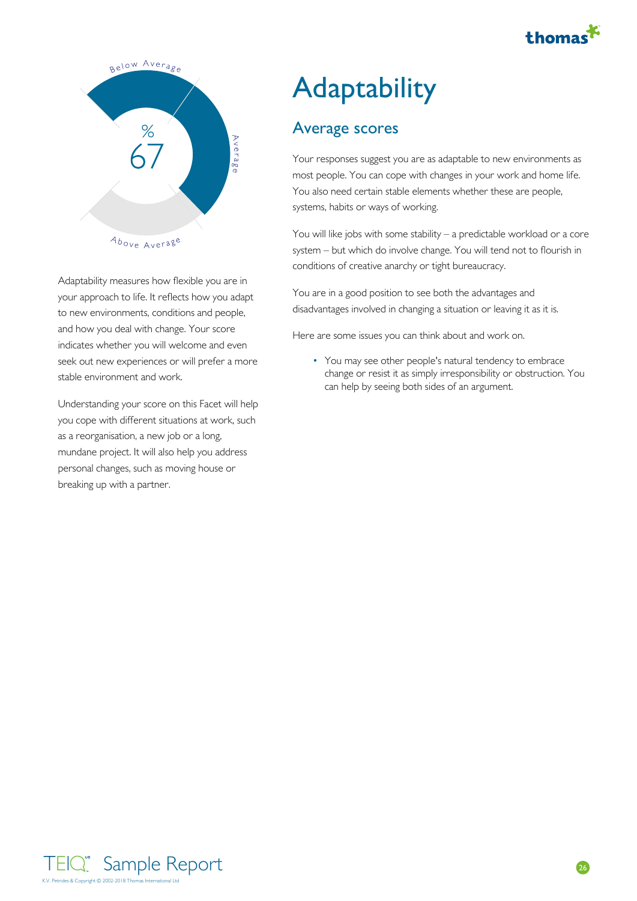Below Average

Average

Above Average

%

67

Adaptability measures how flexible you are in your approach to life. It reflects how you adapt to new environments, conditions and people, and how you deal with change. Your score indicates whether you will welcome and even seek out new experiences or will prefer a more stable environment and work.

Understanding your score on this Facet will help you cope with different situations at work, such as a reorganisation, a new job or a long, mundane project. It will also help you address personal changes, such as moving house or breaking up with a partner.

# Adaptability

## Average scores

Your responses suggest you are as adaptable to new environments as most people. You can cope with changes in your work and home life. You also need certain stable elements whether these are people, systems, habits or ways of working.

You will like jobs with some stability – a predictable workload or a core system – but which do involve change. You will tend not to flourish in conditions of creative anarchy or tight bureaucracy.

You are in a good position to see both the advantages and disadvantages involved in changing a situation or leaving it as it is.

Here are some issues you can think about and work on.

- You may see other people's natural tendency to embrace change or resist it as simply irresponsibility or obstruction. You can help by seeing both sides of an argument.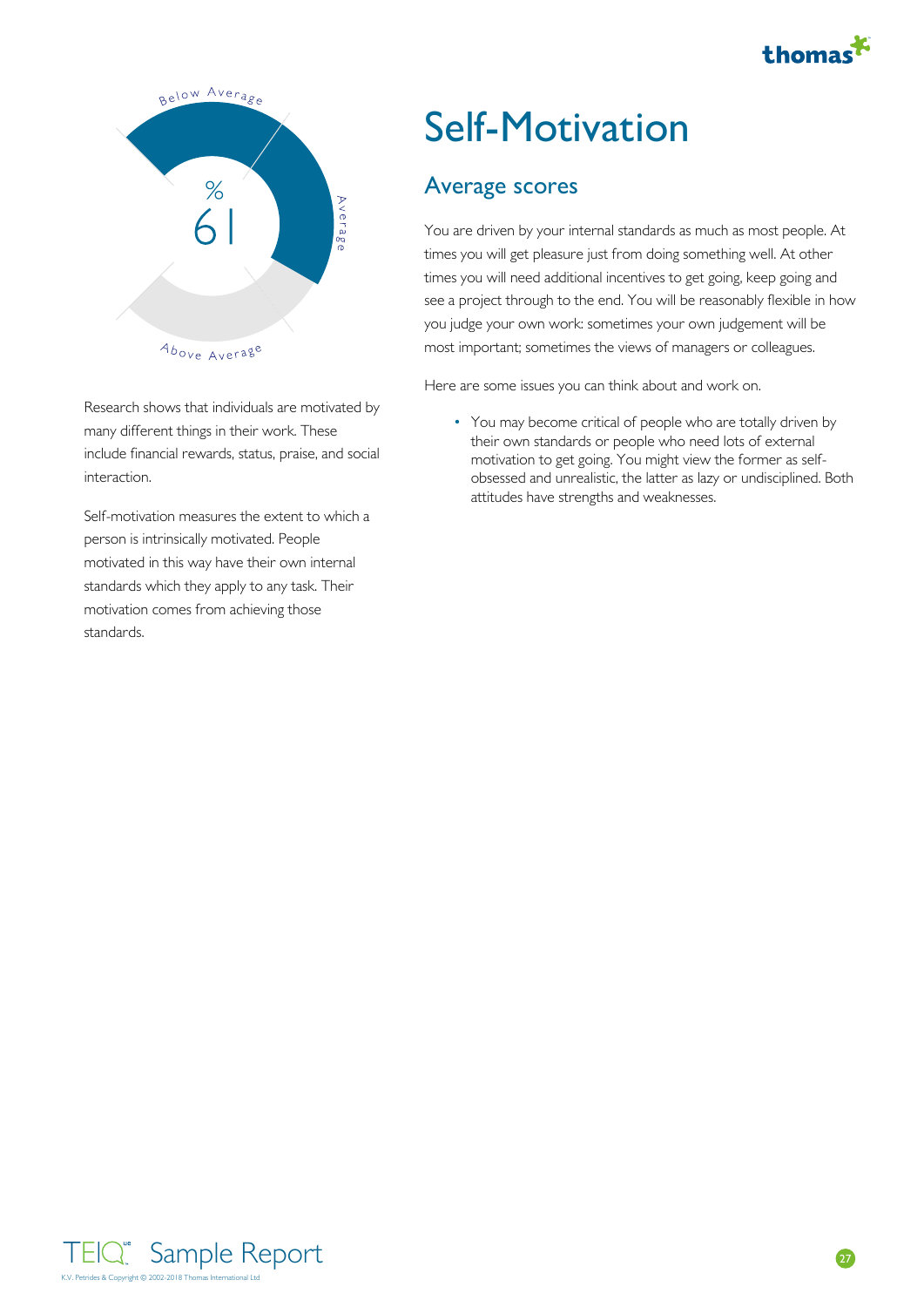# Self-Motivation

Below Average

%

61

Average

Above Average

Research shows that individuals are motivated by many different things in their work. These include financial rewards, status, praise, and social interaction.

Self-motivation measures the extent to which a person is intrinsically motivated. People motivated in this way have their own internal standards which they apply to any task. Their motivation comes from achieving those standards.

## Average scores

You are driven by your internal standards as much as most people. At times you will get pleasure just from doing something well. At other times you will need additional incentives to get going, keep going and see a project through to the end. You will be reasonably flexible in how you judge your own work: sometimes your own judgement will be most important; sometimes the views of managers or colleagues.

Here are some issues you can think about and work on.

- You may become critical of people who are totally driven by their own standards or people who need lots of external motivation to get going. You might view the former as self-obsessed and unrealistic, the latter as lazy or undisciplined. Both attitudes have strengths and weaknesses.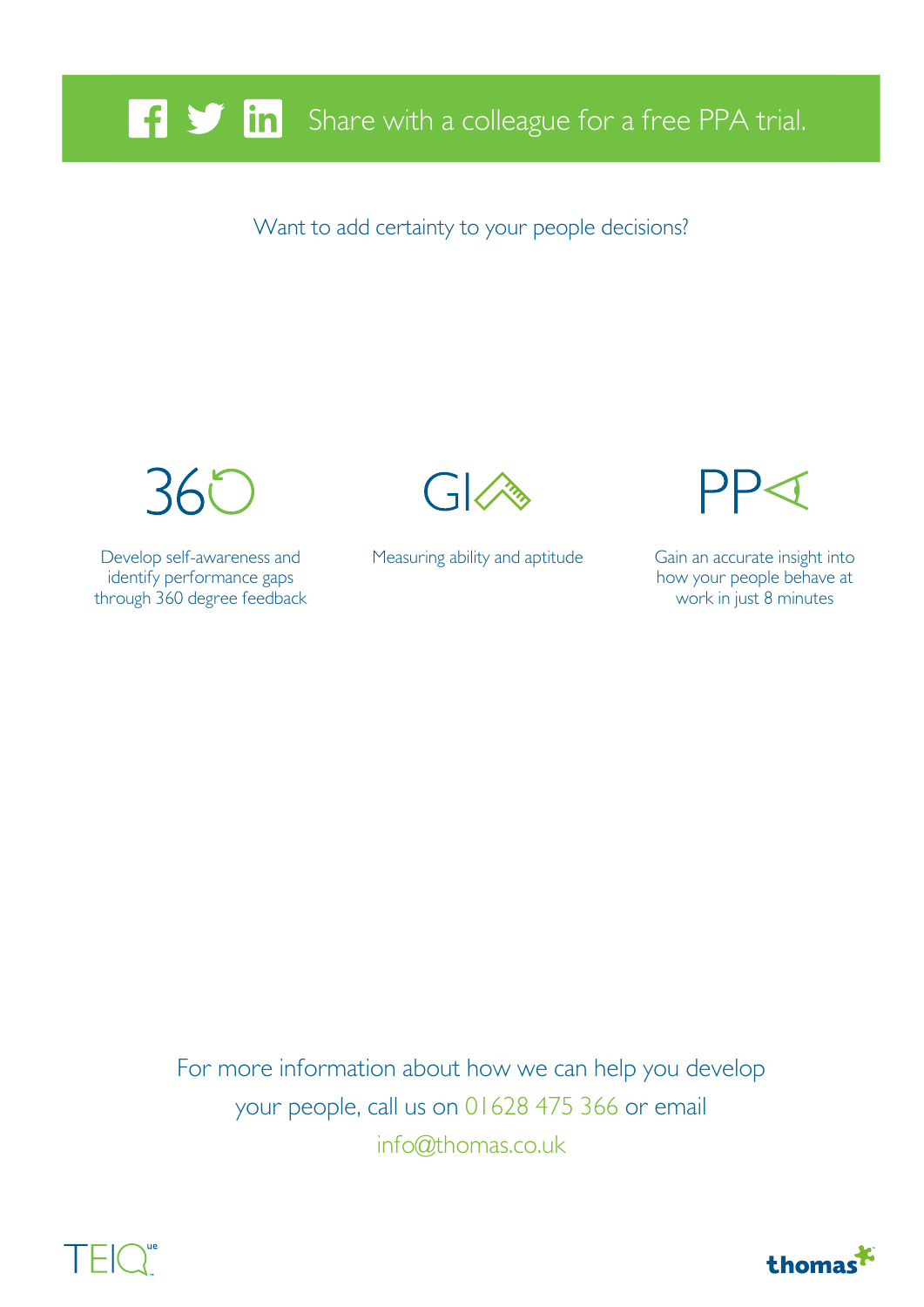Share with a colleague for a free PPA trial.

Want to add certainty to your people decisions?

360

Develop self-awareness and identify performance gaps through 360 degree feedback

GIA

Measuring ability and aptitude

PPA

Gain an accurate insight into how your people behave at work in just 8 minutes

For more information about how we can help you develop your people, call us on 01628 475 366 or email info@thomas.co.uk

TEIQue

thomas